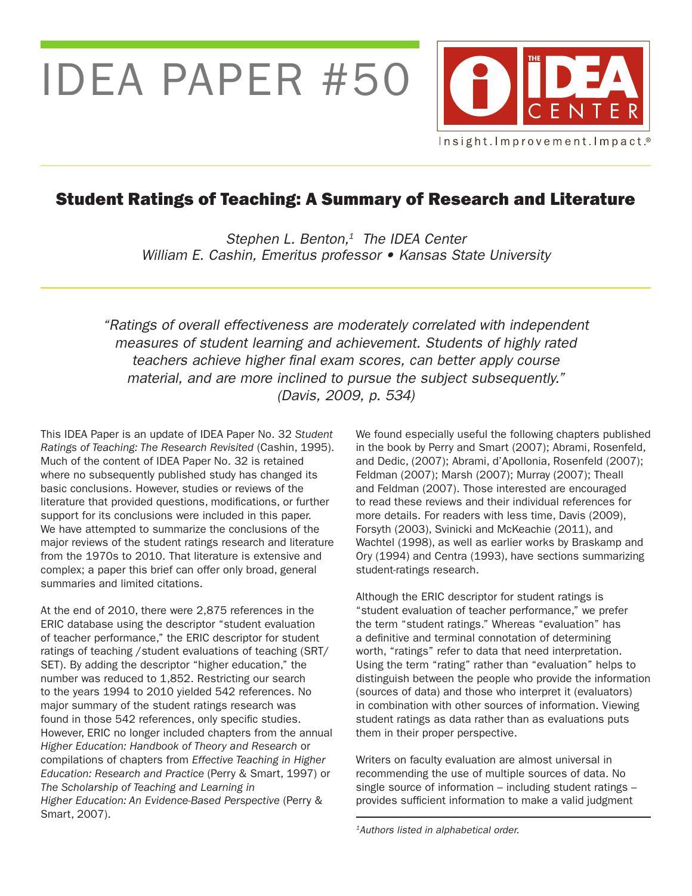# IDEA PAPER #50

THE IDEA CENTER

Insight.Improvement.Impact.®

## Student Ratings of Teaching: A Summary of Research and Literature

*Stephen L. Benton,[1] The IDEA Center*
*William E. Cashin, Emeritus professor • Kansas State University*

> *"Ratings of overall effectiveness are moderately correlated with independent measures of student learning and achievement. Students of highly rated teachers achieve higher final exam scores, can better apply course material, and are more inclined to pursue the subject subsequently."*
> *(Davis, 2009, p. 534)*

This IDEA Paper is an update of IDEA Paper No. 32 *Student Ratings of Teaching: The Research Revisited* (Cashin, 1995). Much of the content of IDEA Paper No. 32 is retained where no subsequently published study has changed its basic conclusions. However, studies or reviews of the literature that provided questions, modifications, or further support for its conclusions were included in this paper. We have attempted to summarize the conclusions of the major reviews of the student ratings research and literature from the 1970s to 2010. That literature is extensive and complex; a paper this brief can offer only broad, general summaries and limited citations.

At the end of 2010, there were 2,875 references in the ERIC database using the descriptor "student evaluation of teacher performance," the ERIC descriptor for student ratings of teaching /student evaluations of teaching (SRT/SET). By adding the descriptor "higher education," the number was reduced to 1,852. Restricting our search to the years 1994 to 2010 yielded 542 references. No major summary of the student ratings research was found in those 542 references, only specific studies. However, ERIC no longer included chapters from the annual *Higher Education: Handbook of Theory and Research* or compilations of chapters from *Effective Teaching in Higher Education: Research and Practice* (Perry & Smart, 1997) or *The Scholarship of Teaching and Learning in Higher Education: An Evidence-Based Perspective* (Perry & Smart, 2007).

We found especially useful the following chapters published in the book by Perry and Smart (2007); Abrami, Rosenfeld, and Dedic, (2007); Abrami, d'Apollonia, Rosenfeld (2007); Feldman (2007); Marsh (2007); Murray (2007); Theall and Feldman (2007). Those interested are encouraged to read these reviews and their individual references for more details. For readers with less time, Davis (2009), Forsyth (2003), Svinicki and McKeachie (2011), and Wachtel (1998), as well as earlier works by Braskamp and Ory (1994) and Centra (1993), have sections summarizing student-ratings research.

Although the ERIC descriptor for student ratings is "student evaluation of teacher performance," we prefer the term "student ratings." Whereas "evaluation" has a definitive and terminal connotation of determining worth, "ratings" refer to data that need interpretation. Using the term "rating" rather than "evaluation" helps to distinguish between the people who provide the information (sources of data) and those who interpret it (evaluators) in combination with other sources of information. Viewing student ratings as data rather than as evaluations puts them in their proper perspective.

Writers on faculty evaluation are almost universal in recommending the use of multiple sources of data. No single source of information – including student ratings – provides sufficient information to make a valid judgment

[1]*Authors listed in alphabetical order.*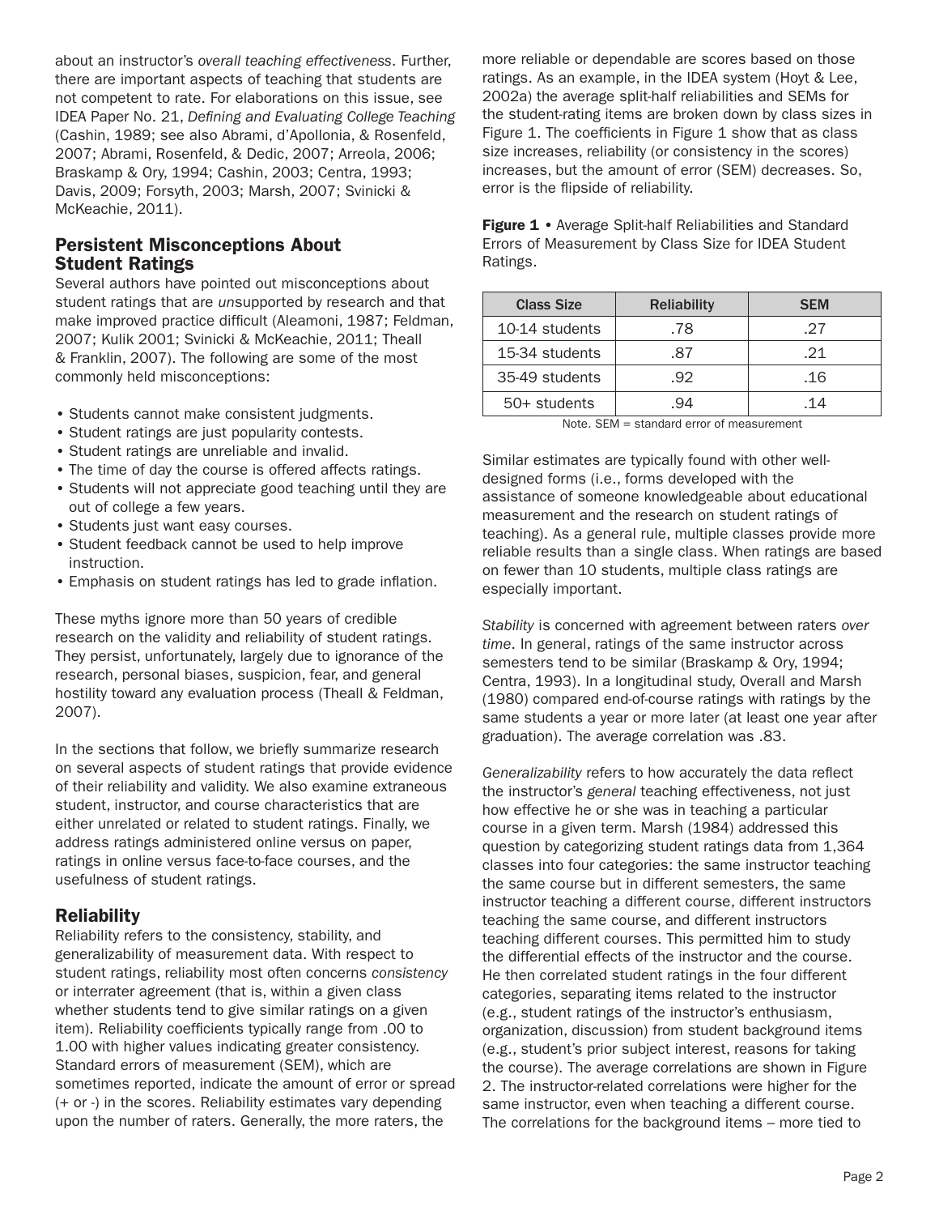about an instructor's *overall teaching effectiveness*. Further, there are important aspects of teaching that students are not competent to rate. For elaborations on this issue, see IDEA Paper No. 21, *Defining and Evaluating College Teaching* (Cashin, 1989; see also Abrami, d'Apollonia, & Rosenfeld, 2007; Abrami, Rosenfeld, & Dedic, 2007; Arreola, 2006; Braskamp & Ory, 1994; Cashin, 2003; Centra, 1993; Davis, 2009; Forsyth, 2003; Marsh, 2007; Svinicki & McKeachie, 2011).

## Persistent Misconceptions About Student Ratings

Several authors have pointed out misconceptions about student ratings that are *un*supported by research and that make improved practice difficult (Aleamoni, 1987; Feldman, 2007; Kulik 2001; Svinicki & McKeachie, 2011; Theall & Franklin, 2007). The following are some of the most commonly held misconceptions:

- Students cannot make consistent judgments.
- Student ratings are just popularity contests.
- Student ratings are unreliable and invalid.
- The time of day the course is offered affects ratings.
- Students will not appreciate good teaching until they are out of college a few years.
- Students just want easy courses.
- Student feedback cannot be used to help improve instruction.
- Emphasis on student ratings has led to grade inflation.

These myths ignore more than 50 years of credible research on the validity and reliability of student ratings. They persist, unfortunately, largely due to ignorance of the research, personal biases, suspicion, fear, and general hostility toward any evaluation process (Theall & Feldman, 2007).

In the sections that follow, we briefly summarize research on several aspects of student ratings that provide evidence of their reliability and validity. We also examine extraneous student, instructor, and course characteristics that are either unrelated or related to student ratings. Finally, we address ratings administered online versus on paper, ratings in online versus face-to-face courses, and the usefulness of student ratings.

## Reliability

Reliability refers to the consistency, stability, and generalizability of measurement data. With respect to student ratings, reliability most often concerns *consistency* or interrater agreement (that is, within a given class whether students tend to give similar ratings on a given item). Reliability coefficients typically range from .00 to 1.00 with higher values indicating greater consistency. Standard errors of measurement (SEM), which are sometimes reported, indicate the amount of error or spread (+ or -) in the scores. Reliability estimates vary depending upon the number of raters. Generally, the more raters, the more reliable or dependable are scores based on those ratings. As an example, in the IDEA system (Hoyt & Lee, 2002a) the average split-half reliabilities and SEMs for the student-rating items are broken down by class sizes in Figure 1. The coefficients in Figure 1 show that as class size increases, reliability (or consistency in the scores) increases, but the amount of error (SEM) decreases. So, error is the flipside of reliability.

**Figure 1** • Average Split-half Reliabilities and Standard Errors of Measurement by Class Size for IDEA Student Ratings.

| Class Size | Reliability | SEM |
|---|---|---|
| 10-14 students | .78 | .27 |
| 15-34 students | .87 | .21 |
| 35-49 students | .92 | .16 |
| 50+ students | .94 | .14 |

Note. SEM = standard error of measurement

Similar estimates are typically found with other well-designed forms (i.e., forms developed with the assistance of someone knowledgeable about educational measurement and the research on student ratings of teaching). As a general rule, multiple classes provide more reliable results than a single class. When ratings are based on fewer than 10 students, multiple class ratings are especially important.

*Stability* is concerned with agreement between raters *over time*. In general, ratings of the same instructor across semesters tend to be similar (Braskamp & Ory, 1994; Centra, 1993). In a longitudinal study, Overall and Marsh (1980) compared end-of-course ratings with ratings by the same students a year or more later (at least one year after graduation). The average correlation was .83.

*Generalizability* refers to how accurately the data reflect the instructor's *general* teaching effectiveness, not just how effective he or she was in teaching a particular course in a given term. Marsh (1984) addressed this question by categorizing student ratings data from 1,364 classes into four categories: the same instructor teaching the same course but in different semesters, the same instructor teaching a different course, different instructors teaching the same course, and different instructors teaching different courses. This permitted him to study the differential effects of the instructor and the course. He then correlated student ratings in the four different categories, separating items related to the instructor (e.g., student ratings of the instructor's enthusiasm, organization, discussion) from student background items (e.g., student's prior subject interest, reasons for taking the course). The average correlations are shown in Figure 2. The instructor-related correlations were higher for the same instructor, even when teaching a different course. The correlations for the background items – more tied to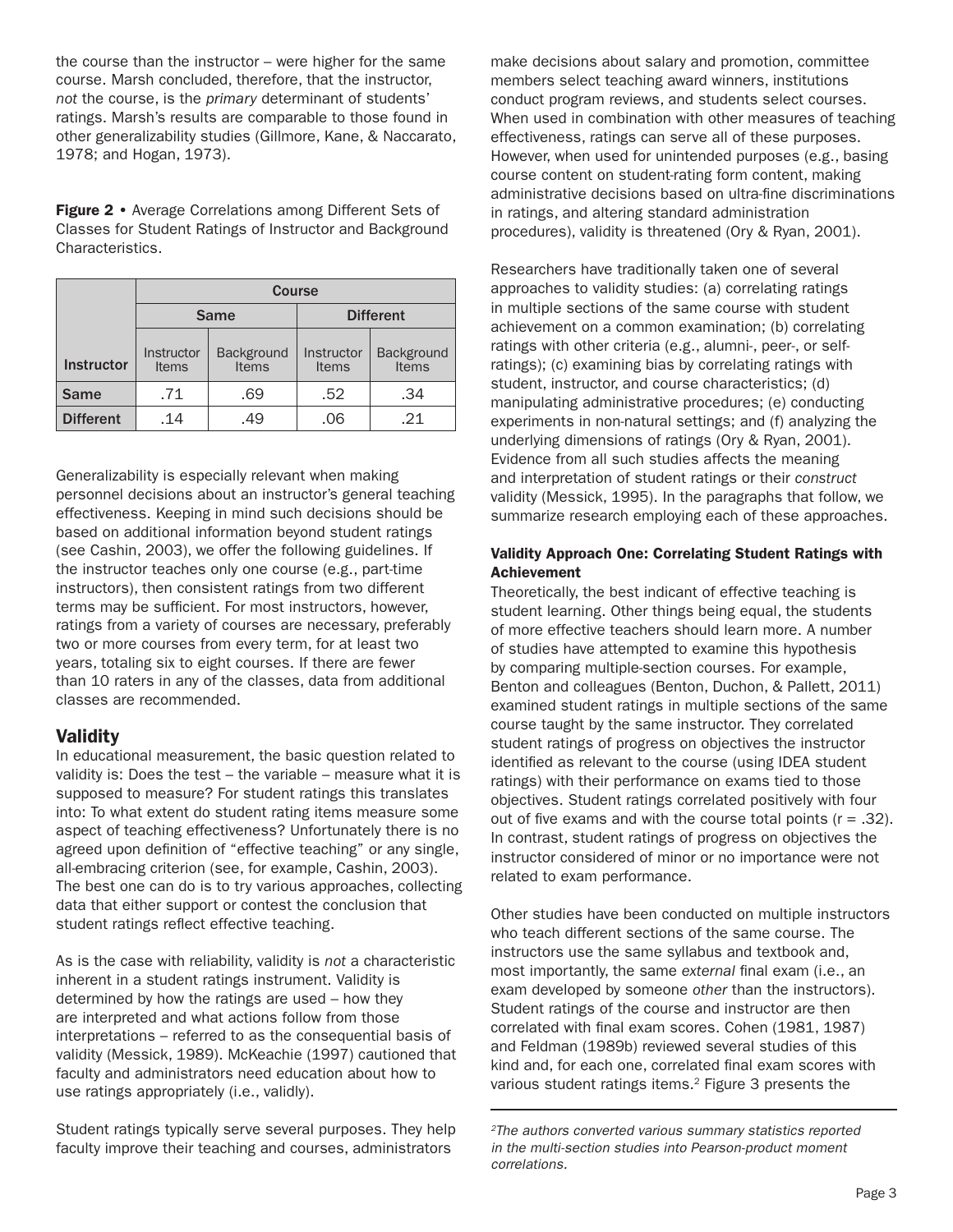the course than the instructor – were higher for the same course. Marsh concluded, therefore, that the instructor, *not* the course, is the *primary* determinant of students' ratings. Marsh's results are comparable to those found in other generalizability studies (Gillmore, Kane, & Naccarato, 1978; and Hogan, 1973).

**Figure 2** • Average Correlations among Different Sets of Classes for Student Ratings of Instructor and Background Characteristics.

| | Course | | | |
|---|---|---|---|---|
| | Same | | Different | |
| Instructor | Instructor Items | Background Items | Instructor Items | Background Items |
| Same | .71 | .69 | .52 | .34 |
| Different | .14 | .49 | .06 | .21 |

Generalizability is especially relevant when making personnel decisions about an instructor's general teaching effectiveness. Keeping in mind such decisions should be based on additional information beyond student ratings (see Cashin, 2003), we offer the following guidelines. If the instructor teaches only one course (e.g., part-time instructors), then consistent ratings from two different terms may be sufficient. For most instructors, however, ratings from a variety of courses are necessary, preferably two or more courses from every term, for at least two years, totaling six to eight courses. If there are fewer than 10 raters in any of the classes, data from additional classes are recommended.

## Validity

In educational measurement, the basic question related to validity is: Does the test – the variable – measure what it is supposed to measure? For student ratings this translates into: To what extent do student rating items measure some aspect of teaching effectiveness? Unfortunately there is no agreed upon definition of "effective teaching" or any single, all-embracing criterion (see, for example, Cashin, 2003). The best one can do is to try various approaches, collecting data that either support or contest the conclusion that student ratings reflect effective teaching.

As is the case with reliability, validity is *not* a characteristic inherent in a student ratings instrument. Validity is determined by how the ratings are used – how they are interpreted and what actions follow from those interpretations – referred to as the consequential basis of validity (Messick, 1989). McKeachie (1997) cautioned that faculty and administrators need education about how to use ratings appropriately (i.e., validly).

Student ratings typically serve several purposes. They help faculty improve their teaching and courses, administrators make decisions about salary and promotion, committee members select teaching award winners, institutions conduct program reviews, and students select courses. When used in combination with other measures of teaching effectiveness, ratings can serve all of these purposes. However, when used for unintended purposes (e.g., basing course content on student-rating form content, making administrative decisions based on ultra-fine discriminations in ratings, and altering standard administration procedures), validity is threatened (Ory & Ryan, 2001).

Researchers have traditionally taken one of several approaches to validity studies: (a) correlating ratings in multiple sections of the same course with student achievement on a common examination; (b) correlating ratings with other criteria (e.g., alumni-, peer-, or self-ratings); (c) examining bias by correlating ratings with student, instructor, and course characteristics; (d) manipulating administrative procedures; (e) conducting experiments in non-natural settings; and (f) analyzing the underlying dimensions of ratings (Ory & Ryan, 2001). Evidence from all such studies affects the meaning and interpretation of student ratings or their *construct* validity (Messick, 1995). In the paragraphs that follow, we summarize research employing each of these approaches.

### Validity Approach One: Correlating Student Ratings with Achievement

Theoretically, the best indicant of effective teaching is student learning. Other things being equal, the students of more effective teachers should learn more. A number of studies have attempted to examine this hypothesis by comparing multiple-section courses. For example, Benton and colleagues (Benton, Duchon, & Pallett, 2011) examined student ratings in multiple sections of the same course taught by the same instructor. They correlated student ratings of progress on objectives the instructor identified as relevant to the course (using IDEA student ratings) with their performance on exams tied to those objectives. Student ratings correlated positively with four out of five exams and with the course total points ($r = .32$). In contrast, student ratings of progress on objectives the instructor considered of minor or no importance were not related to exam performance.

Other studies have been conducted on multiple instructors who teach different sections of the same course. The instructors use the same syllabus and textbook and, most importantly, the same *external* final exam (i.e., an exam developed by someone *other* than the instructors). Student ratings of the course and instructor are then correlated with final exam scores. Cohen (1981, 1987) and Feldman (1989b) reviewed several studies of this kind and, for each one, correlated final exam scores with various student ratings items.[2] Figure 3 presents the

---

[2] *The authors converted various summary statistics reported in the multi-section studies into Pearson-product moment correlations.*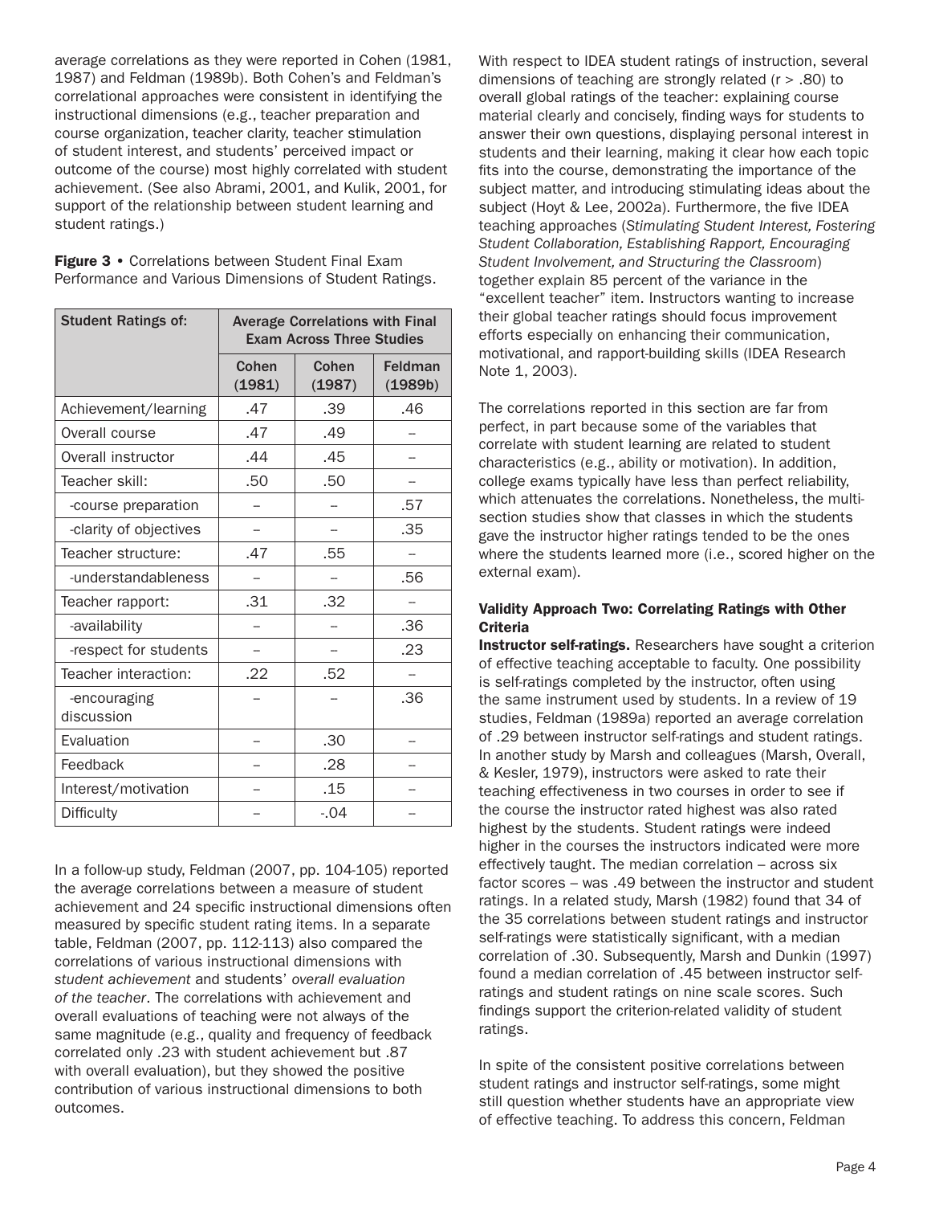average correlations as they were reported in Cohen (1981, 1987) and Feldman (1989b). Both Cohen's and Feldman's correlational approaches were consistent in identifying the instructional dimensions (e.g., teacher preparation and course organization, teacher clarity, teacher stimulation of student interest, and students' perceived impact or outcome of the course) most highly correlated with student achievement. (See also Abrami, 2001, and Kulik, 2001, for support of the relationship between student learning and student ratings.)

**Figure 3** • Correlations between Student Final Exam Performance and Various Dimensions of Student Ratings.

| Student Ratings of: | Average Correlations with Final Exam Across Three Studies | | |
|---|---|---|---|
| | Cohen (1981) | Cohen (1987) | Feldman (1989b) |
| Achievement/learning | .47 | .39 | .46 |
| Overall course | .47 | .49 | – |
| Overall instructor | .44 | .45 | – |
| Teacher skill: | .50 | .50 | – |
| -course preparation | – | – | .57 |
| -clarity of objectives | – | – | .35 |
| Teacher structure: | .47 | .55 | – |
| -understandableness | – | – | .56 |
| Teacher rapport: | .31 | .32 | – |
| -availability | – | – | .36 |
| -respect for students | – | – | .23 |
| Teacher interaction: | .22 | .52 | – |
| -encouraging discussion | – | – | .36 |
| Evaluation | – | .30 | – |
| Feedback | – | .28 | – |
| Interest/motivation | – | .15 | – |
| Difficulty | – | -.04 | – |

In a follow-up study, Feldman (2007, pp. 104-105) reported the average correlations between a measure of student achievement and 24 specific instructional dimensions often measured by specific student rating items. In a separate table, Feldman (2007, pp. 112-113) also compared the correlations of various instructional dimensions with *student achievement* and students' *overall evaluation of the teacher*. The correlations with achievement and overall evaluations of teaching were not always of the same magnitude (e.g., quality and frequency of feedback correlated only .23 with student achievement but .87 with overall evaluation), but they showed the positive contribution of various instructional dimensions to both outcomes.

With respect to IDEA student ratings of instruction, several dimensions of teaching are strongly related ($r > .80$) to overall global ratings of the teacher: explaining course material clearly and concisely, finding ways for students to answer their own questions, displaying personal interest in students and their learning, making it clear how each topic fits into the course, demonstrating the importance of the subject matter, and introducing stimulating ideas about the subject (Hoyt & Lee, 2002a). Furthermore, the five IDEA teaching approaches (*Stimulating Student Interest, Fostering Student Collaboration, Establishing Rapport, Encouraging Student Involvement, and Structuring the Classroom*) together explain 85 percent of the variance in the "excellent teacher" item. Instructors wanting to increase their global teacher ratings should focus improvement efforts especially on enhancing their communication, motivational, and rapport-building skills (IDEA Research Note 1, 2003).

The correlations reported in this section are far from perfect, in part because some of the variables that correlate with student learning are related to student characteristics (e.g., ability or motivation). In addition, college exams typically have less than perfect reliability, which attenuates the correlations. Nonetheless, the multi-section studies show that classes in which the students gave the instructor higher ratings tended to be the ones where the students learned more (i.e., scored higher on the external exam).

### Validity Approach Two: Correlating Ratings with Other Criteria

**Instructor self-ratings.** Researchers have sought a criterion of effective teaching acceptable to faculty. One possibility is self-ratings completed by the instructor, often using the same instrument used by students. In a review of 19 studies, Feldman (1989a) reported an average correlation of .29 between instructor self-ratings and student ratings. In another study by Marsh and colleagues (Marsh, Overall, & Kesler, 1979), instructors were asked to rate their teaching effectiveness in two courses in order to see if the course the instructor rated highest was also rated highest by the students. Student ratings were indeed higher in the courses the instructors indicated were more effectively taught. The median correlation – across six factor scores – was .49 between the instructor and student ratings. In a related study, Marsh (1982) found that 34 of the 35 correlations between student ratings and instructor self-ratings were statistically significant, with a median correlation of .30. Subsequently, Marsh and Dunkin (1997) found a median correlation of .45 between instructor self-ratings and student ratings on nine scale scores. Such findings support the criterion-related validity of student ratings.

In spite of the consistent positive correlations between student ratings and instructor self-ratings, some might still question whether students have an appropriate view of effective teaching. To address this concern, Feldman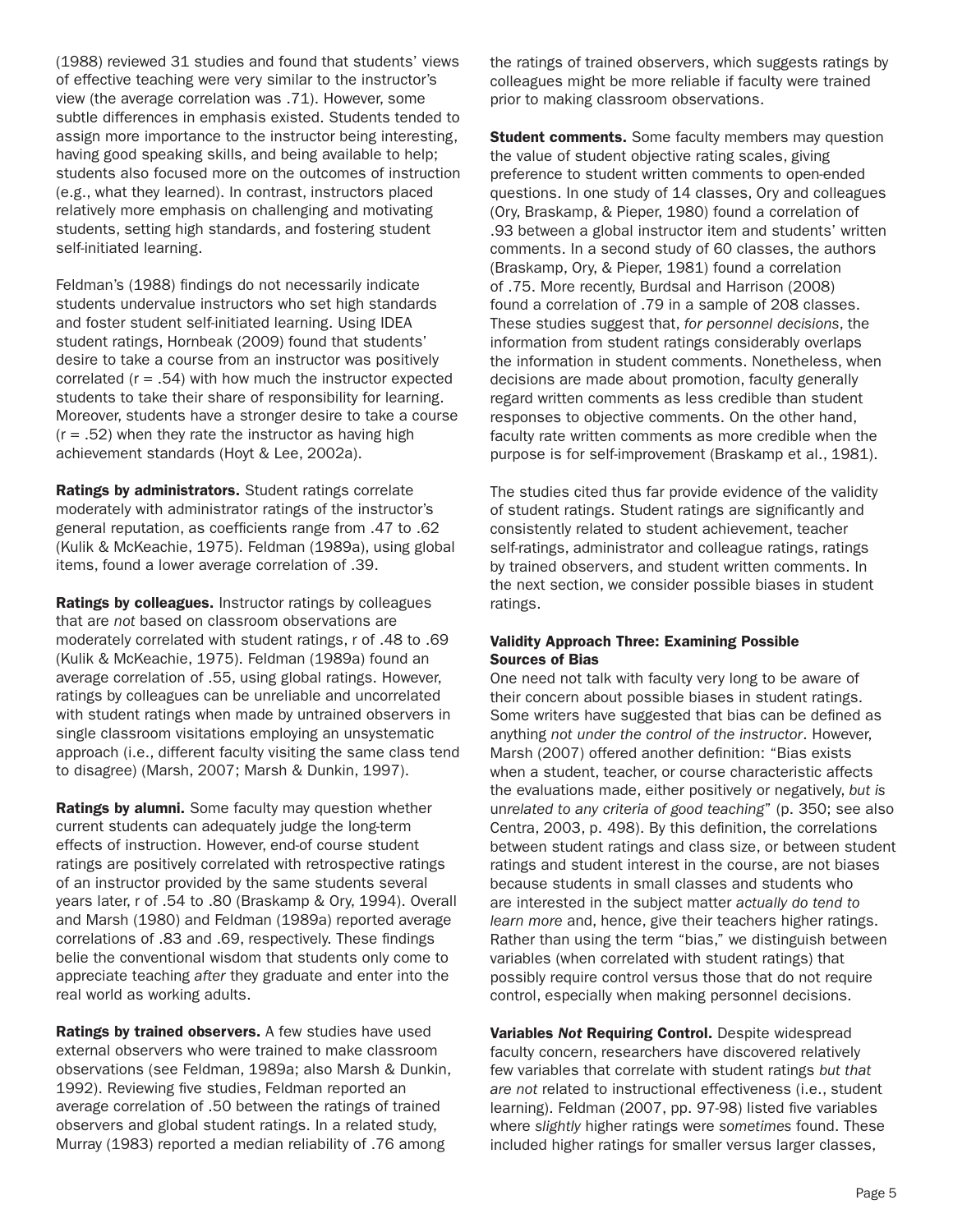(1988) reviewed 31 studies and found that students' views of effective teaching were very similar to the instructor's view (the average correlation was .71). However, some subtle differences in emphasis existed. Students tended to assign more importance to the instructor being interesting, having good speaking skills, and being available to help; students also focused more on the outcomes of instruction (e.g., what they learned). In contrast, instructors placed relatively more emphasis on challenging and motivating students, setting high standards, and fostering student self-initiated learning.

Feldman's (1988) findings do not necessarily indicate students undervalue instructors who set high standards and foster student self-initiated learning. Using IDEA student ratings, Hornbeak (2009) found that students' desire to take a course from an instructor was positively correlated ($r = .54$) with how much the instructor expected students to take their share of responsibility for learning. Moreover, students have a stronger desire to take a course ($r = .52$) when they rate the instructor as having high achievement standards (Hoyt & Lee, 2002a).

**Ratings by administrators.** Student ratings correlate moderately with administrator ratings of the instructor's general reputation, as coefficients range from .47 to .62 (Kulik & McKeachie, 1975). Feldman (1989a), using global items, found a lower average correlation of .39.

**Ratings by colleagues.** Instructor ratings by colleagues that are *not* based on classroom observations are moderately correlated with student ratings, r of .48 to .69 (Kulik & McKeachie, 1975). Feldman (1989a) found an average correlation of .55, using global ratings. However, ratings by colleagues can be unreliable and uncorrelated with student ratings when made by untrained observers in single classroom visitations employing an unsystematic approach (i.e., different faculty visiting the same class tend to disagree) (Marsh, 2007; Marsh & Dunkin, 1997).

**Ratings by alumni.** Some faculty may question whether current students can adequately judge the long-term effects of instruction. However, end-of course student ratings are positively correlated with retrospective ratings of an instructor provided by the same students several years later, r of .54 to .80 (Braskamp & Ory, 1994). Overall and Marsh (1980) and Feldman (1989a) reported average correlations of .83 and .69, respectively. These findings belie the conventional wisdom that students only come to appreciate teaching *after* they graduate and enter into the real world as working adults.

**Ratings by trained observers.** A few studies have used external observers who were trained to make classroom observations (see Feldman, 1989a; also Marsh & Dunkin, 1992). Reviewing five studies, Feldman reported an average correlation of .50 between the ratings of trained observers and global student ratings. In a related study, Murray (1983) reported a median reliability of .76 among the ratings of trained observers, which suggests ratings by colleagues might be more reliable if faculty were trained prior to making classroom observations.

**Student comments.** Some faculty members may question the value of student objective rating scales, giving preference to student written comments to open-ended questions. In one study of 14 classes, Ory and colleagues (Ory, Braskamp, & Pieper, 1980) found a correlation of .93 between a global instructor item and students' written comments. In a second study of 60 classes, the authors (Braskamp, Ory, & Pieper, 1981) found a correlation of .75. More recently, Burdsal and Harrison (2008) found a correlation of .79 in a sample of 208 classes. These studies suggest that, *for personnel decisions*, the information from student ratings considerably overlaps the information in student comments. Nonetheless, when decisions are made about promotion, faculty generally regard written comments as less credible than student responses to objective comments. On the other hand, faculty rate written comments as more credible when the purpose is for self-improvement (Braskamp et al., 1981).

The studies cited thus far provide evidence of the validity of student ratings. Student ratings are significantly and consistently related to student achievement, teacher self-ratings, administrator and colleague ratings, ratings by trained observers, and student written comments. In the next section, we consider possible biases in student ratings.

### Validity Approach Three: Examining Possible Sources of Bias

One need not talk with faculty very long to be aware of their concern about possible biases in student ratings. Some writers have suggested that bias can be defined as anything *not under the control of the instructor*. However, Marsh (2007) offered another definition: "Bias exists when a student, teacher, or course characteristic affects the evaluations made, either positively or negatively, *but is unrelated to any criteria of good teaching*" (p. 350; see also Centra, 2003, p. 498). By this definition, the correlations between student ratings and class size, or between student ratings and student interest in the course, are not biases because students in small classes and students who are interested in the subject matter *actually do tend to learn more* and, hence, give their teachers higher ratings. Rather than using the term "bias," we distinguish between variables (when correlated with student ratings) that possibly require control versus those that do not require control, especially when making personnel decisions.

**Variables *Not* Requiring Control.** Despite widespread faculty concern, researchers have discovered relatively few variables that correlate with student ratings *but that are not* related to instructional effectiveness (i.e., student learning). Feldman (2007, pp. 97-98) listed five variables where *slightly* higher ratings were *sometimes* found. These included higher ratings for smaller versus larger classes,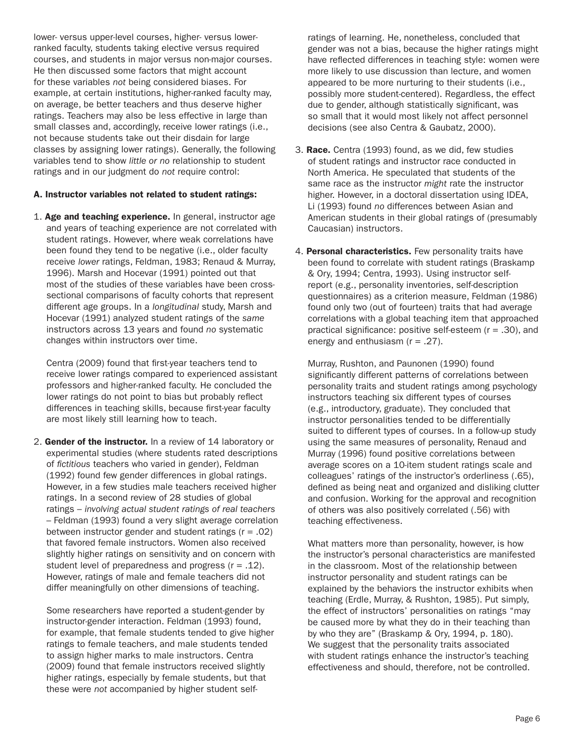lower- versus upper-level courses, higher- versus lower-ranked faculty, students taking elective versus required courses, and students in major versus non-major courses. He then discussed some factors that might account for these variables *not* being considered biases. For example, at certain institutions, higher-ranked faculty may, on average, be better teachers and thus deserve higher ratings. Teachers may also be less effective in large than small classes and, accordingly, receive lower ratings (i.e., not because students take out their disdain for large classes by assigning lower ratings). Generally, the following variables tend to show *little or no* relationship to student ratings and in our judgment do *not* require control:

**A. Instructor variables not related to student ratings:**

1. **Age and teaching experience.** In general, instructor age and years of teaching experience are not correlated with student ratings. However, where weak correlations have been found they tend to be negative (i.e., older faculty receive *lower* ratings, Feldman, 1983; Renaud & Murray, 1996). Marsh and Hocevar (1991) pointed out that most of the studies of these variables have been cross-sectional comparisons of faculty cohorts that represent different age groups. In a *longitudinal* study, Marsh and Hocevar (1991) analyzed student ratings of the *same* instructors across 13 years and found *no* systematic changes within instructors over time.

   Centra (2009) found that first-year teachers tend to receive lower ratings compared to experienced assistant professors and higher-ranked faculty. He concluded the lower ratings do not point to bias but probably reflect differences in teaching skills, because first-year faculty are most likely still learning how to teach.

2. **Gender of the instructor.** In a review of 14 laboratory or experimental studies (where students rated descriptions of *fictitious* teachers who varied in gender), Feldman (1992) found few gender differences in global ratings. However, in a few studies male teachers received higher ratings. In a second review of 28 studies of global ratings – *involving actual student ratings of real teachers* – Feldman (1993) found a very slight average correlation between instructor gender and student ratings ($r = .02$) that favored female instructors. Women also received slightly higher ratings on sensitivity and on concern with student level of preparedness and progress ($r = .12$). However, ratings of male and female teachers did not differ meaningfully on other dimensions of teaching.

   Some researchers have reported a student-gender by instructor-gender interaction. Feldman (1993) found, for example, that female students tended to give higher ratings to female teachers, and male students tended to assign higher marks to male instructors. Centra (2009) found that female instructors received slightly higher ratings, especially by female students, but that these were *not* accompanied by higher student self-ratings of learning. He, nonetheless, concluded that gender was not a bias, because the higher ratings might have reflected differences in teaching style: women were more likely to use discussion than lecture, and women appeared to be more nurturing to their students (i.e., possibly more student-centered). Regardless, the effect due to gender, although statistically significant, was so small that it would most likely not affect personnel decisions (see also Centra & Gaubatz, 2000).

3. **Race.** Centra (1993) found, as we did, few studies of student ratings and instructor race conducted in North America. He speculated that students of the same race as the instructor *might* rate the instructor higher. However, in a doctoral dissertation using IDEA, Li (1993) found *no* differences between Asian and American students in their global ratings of (presumably Caucasian) instructors.

4. **Personal characteristics.** Few personality traits have been found to correlate with student ratings (Braskamp & Ory, 1994; Centra, 1993). Using instructor self-report (e.g., personality inventories, self-description questionnaires) as a criterion measure, Feldman (1986) found only two (out of fourteen) traits that had average correlations with a global teaching item that approached practical significance: positive self-esteem ($r = .30$), and energy and enthusiasm ($r = .27$).

   Murray, Rushton, and Paunonen (1990) found significantly different patterns of correlations between personality traits and student ratings among psychology instructors teaching six different types of courses (e.g., introductory, graduate). They concluded that instructor personalities tended to be differentially suited to different types of courses. In a follow-up study using the same measures of personality, Renaud and Murray (1996) found positive correlations between average scores on a 10-item student ratings scale and colleagues' ratings of the instructor's orderliness (.65), defined as being neat and organized and disliking clutter and confusion. Working for the approval and recognition of others was also positively correlated (.56) with teaching effectiveness.

   What matters more than personality, however, is how the instructor's personal characteristics are manifested in the classroom. Most of the relationship between instructor personality and student ratings can be explained by the behaviors the instructor exhibits when teaching (Erdle, Murray, & Rushton, 1985). Put simply, the effect of instructors' personalities on ratings "may be caused more by what they do in their teaching than by who they are" (Braskamp & Ory, 1994, p. 180). We suggest that the personality traits associated with student ratings enhance the instructor's teaching effectiveness and should, therefore, not be controlled.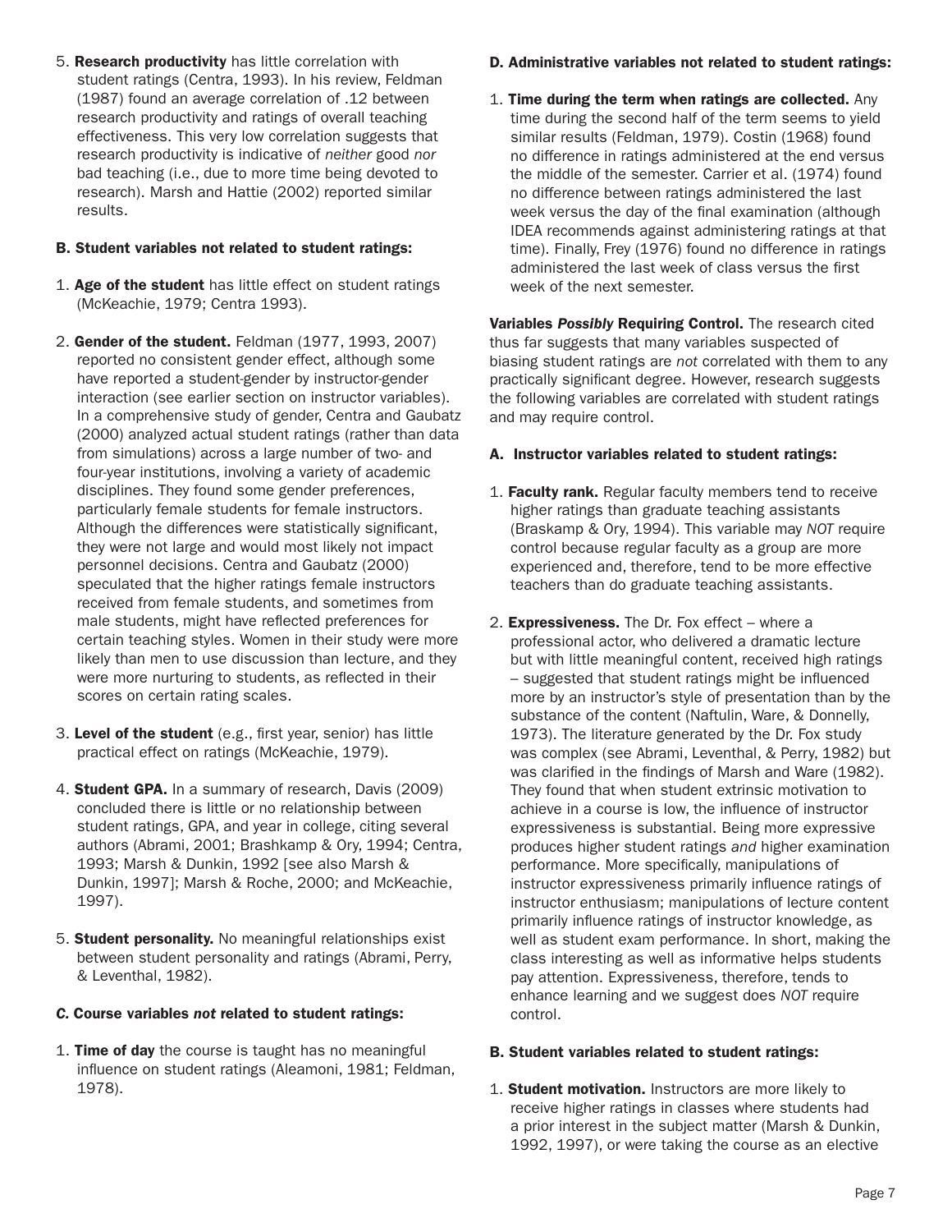5. **Research productivity** has little correlation with student ratings (Centra, 1993). In his review, Feldman (1987) found an average correlation of .12 between research productivity and ratings of overall teaching effectiveness. This very low correlation suggests that research productivity is indicative of *neither* good *nor* bad teaching (i.e., due to more time being devoted to research). Marsh and Hattie (2002) reported similar results.

**B. Student variables not related to student ratings:**

1. **Age of the student** has little effect on student ratings (McKeachie, 1979; Centra 1993).

2. **Gender of the student.** Feldman (1977, 1993, 2007) reported no consistent gender effect, although some have reported a student-gender by instructor-gender interaction (see earlier section on instructor variables). In a comprehensive study of gender, Centra and Gaubatz (2000) analyzed actual student ratings (rather than data from simulations) across a large number of two- and four-year institutions, involving a variety of academic disciplines. They found some gender preferences, particularly female students for female instructors. Although the differences were statistically significant, they were not large and would most likely not impact personnel decisions. Centra and Gaubatz (2000) speculated that the higher ratings female instructors received from female students, and sometimes from male students, might have reflected preferences for certain teaching styles. Women in their study were more likely than men to use discussion than lecture, and they were more nurturing to students, as reflected in their scores on certain rating scales.

3. **Level of the student** (e.g., first year, senior) has little practical effect on ratings (McKeachie, 1979).

4. **Student GPA.** In a summary of research, Davis (2009) concluded there is little or no relationship between student ratings, GPA, and year in college, citing several authors (Abrami, 2001; Brashkamp & Ory, 1994; Centra, 1993; Marsh & Dunkin, 1992 [see also Marsh & Dunkin, 1997]; Marsh & Roche, 2000; and McKeachie, 1997).

5. **Student personality.** No meaningful relationships exist between student personality and ratings (Abrami, Perry, & Leventhal, 1982).

***C.* Course variables *not* related to student ratings:**

1. **Time of day** the course is taught has no meaningful influence on student ratings (Aleamoni, 1981; Feldman, 1978).

**D. Administrative variables not related to student ratings:**

1. **Time during the term when ratings are collected.** Any time during the second half of the term seems to yield similar results (Feldman, 1979). Costin (1968) found no difference in ratings administered at the end versus the middle of the semester. Carrier et al. (1974) found no difference between ratings administered the last week versus the day of the final examination (although IDEA recommends against administering ratings at that time). Finally, Frey (1976) found no difference in ratings administered the last week of class versus the first week of the next semester.

**Variables *Possibly* Requiring Control.** The research cited thus far suggests that many variables suspected of biasing student ratings are *not* correlated with them to any practically significant degree. However, research suggests the following variables are correlated with student ratings and may require control.

**A. Instructor variables related to student ratings:**

1. **Faculty rank.** Regular faculty members tend to receive higher ratings than graduate teaching assistants (Braskamp & Ory, 1994). This variable may *NOT* require control because regular faculty as a group are more experienced and, therefore, tend to be more effective teachers than do graduate teaching assistants.

2. **Expressiveness.** The Dr. Fox effect – where a professional actor, who delivered a dramatic lecture but with little meaningful content, received high ratings – suggested that student ratings might be influenced more by an instructor's style of presentation than by the substance of the content (Naftulin, Ware, & Donnelly, 1973). The literature generated by the Dr. Fox study was complex (see Abrami, Leventhal, & Perry, 1982) but was clarified in the findings of Marsh and Ware (1982). They found that when student extrinsic motivation to achieve in a course is low, the influence of instructor expressiveness is substantial. Being more expressive produces higher student ratings *and* higher examination performance. More specifically, manipulations of instructor expressiveness primarily influence ratings of instructor enthusiasm; manipulations of lecture content primarily influence ratings of instructor knowledge, as well as student exam performance. In short, making the class interesting as well as informative helps students pay attention. Expressiveness, therefore, tends to enhance learning and we suggest does *NOT* require control.

**B. Student variables related to student ratings:**

1. **Student motivation.** Instructors are more likely to receive higher ratings in classes where students had a prior interest in the subject matter (Marsh & Dunkin, 1992, 1997), or were taking the course as an elective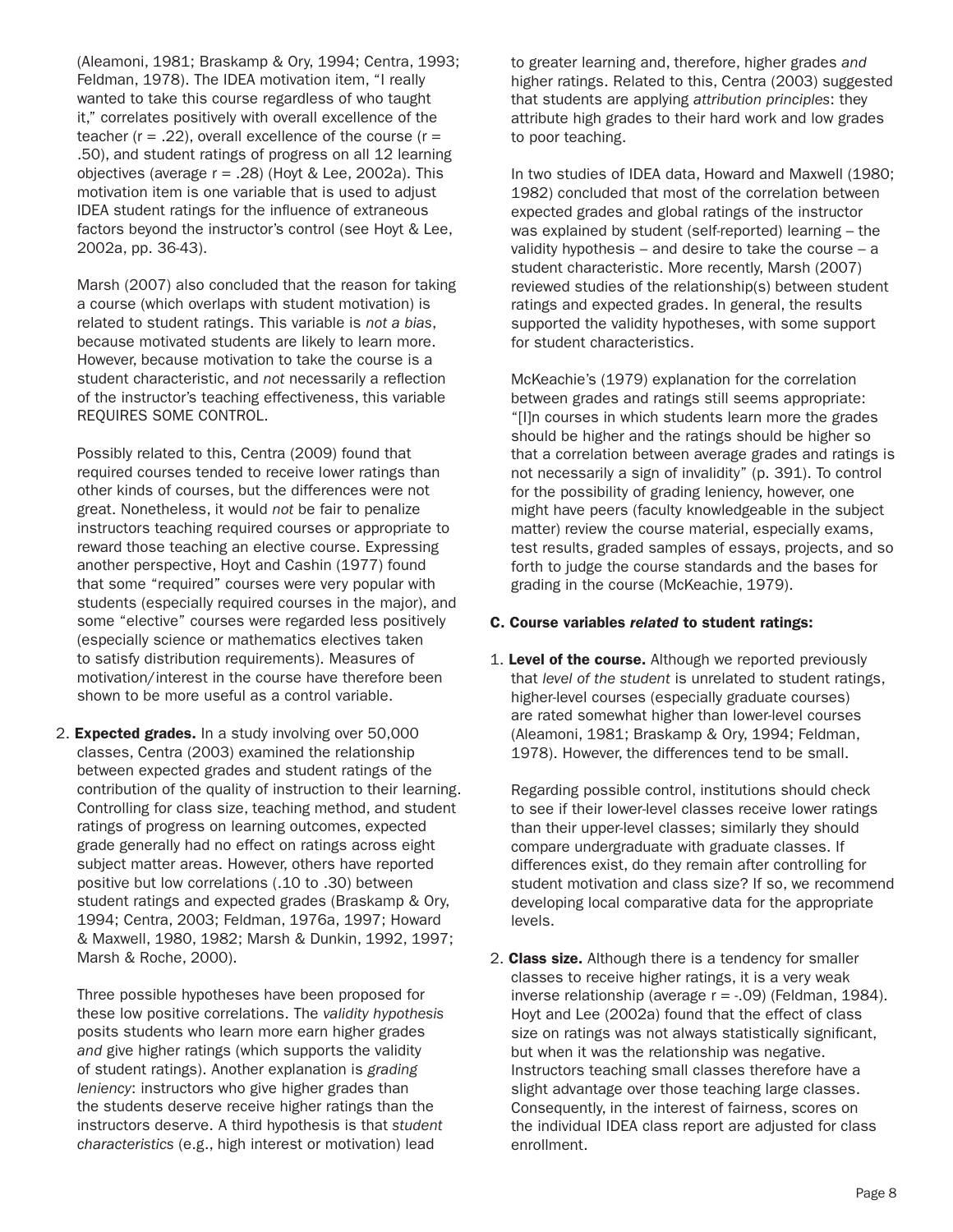(Aleamoni, 1981; Braskamp & Ory, 1994; Centra, 1993; Feldman, 1978). The IDEA motivation item, "I really wanted to take this course regardless of who taught it," correlates positively with overall excellence of the teacher (r = .22), overall excellence of the course (r = .50), and student ratings of progress on all 12 learning objectives (average r = .28) (Hoyt & Lee, 2002a). This motivation item is one variable that is used to adjust IDEA student ratings for the influence of extraneous factors beyond the instructor's control (see Hoyt & Lee, 2002a, pp. 36-43).

Marsh (2007) also concluded that the reason for taking a course (which overlaps with student motivation) is related to student ratings. This variable is *not a bias*, because motivated students are likely to learn more. However, because motivation to take the course is a student characteristic, and *not* necessarily a reflection of the instructor's teaching effectiveness, this variable REQUIRES SOME CONTROL.

Possibly related to this, Centra (2009) found that required courses tended to receive lower ratings than other kinds of courses, but the differences were not great. Nonetheless, it would *not* be fair to penalize instructors teaching required courses or appropriate to reward those teaching an elective course. Expressing another perspective, Hoyt and Cashin (1977) found that some "required" courses were very popular with students (especially required courses in the major), and some "elective" courses were regarded less positively (especially science or mathematics electives taken to satisfy distribution requirements). Measures of motivation/interest in the course have therefore been shown to be more useful as a control variable.

2. **Expected grades.** In a study involving over 50,000 classes, Centra (2003) examined the relationship between expected grades and student ratings of the contribution of the quality of instruction to their learning. Controlling for class size, teaching method, and student ratings of progress on learning outcomes, expected grade generally had no effect on ratings across eight subject matter areas. However, others have reported positive but low correlations (.10 to .30) between student ratings and expected grades (Braskamp & Ory, 1994; Centra, 2003; Feldman, 1976a, 1997; Howard & Maxwell, 1980, 1982; Marsh & Dunkin, 1992, 1997; Marsh & Roche, 2000).

   Three possible hypotheses have been proposed for these low positive correlations. The *validity hypothesis* posits students who learn more earn higher grades *and* give higher ratings (which supports the validity of student ratings). Another explanation is *grading leniency*: instructors who give higher grades than the students deserve receive higher ratings than the instructors deserve. A third hypothesis is that *student characteristics* (e.g., high interest or motivation) lead to greater learning and, therefore, higher grades *and* higher ratings. Related to this, Centra (2003) suggested that students are applying *attribution principles*: they attribute high grades to their hard work and low grades to poor teaching.

   In two studies of IDEA data, Howard and Maxwell (1980; 1982) concluded that most of the correlation between expected grades and global ratings of the instructor was explained by student (self-reported) learning – the validity hypothesis – and desire to take the course – a student characteristic. More recently, Marsh (2007) reviewed studies of the relationship(s) between student ratings and expected grades. In general, the results supported the validity hypotheses, with some support for student characteristics.

   McKeachie's (1979) explanation for the correlation between grades and ratings still seems appropriate: "[I]n courses in which students learn more the grades should be higher and the ratings should be higher so that a correlation between average grades and ratings is not necessarily a sign of invalidity" (p. 391). To control for the possibility of grading leniency, however, one might have peers (faculty knowledgeable in the subject matter) review the course material, especially exams, test results, graded samples of essays, projects, and so forth to judge the course standards and the bases for grading in the course (McKeachie, 1979).

**C. Course variables *related* to student ratings:**

1. **Level of the course.** Although we reported previously that *level of the student* is unrelated to student ratings, higher-level courses (especially graduate courses) are rated somewhat higher than lower-level courses (Aleamoni, 1981; Braskamp & Ory, 1994; Feldman, 1978). However, the differences tend to be small.

   Regarding possible control, institutions should check to see if their lower-level classes receive lower ratings than their upper-level classes; similarly they should compare undergraduate with graduate classes. If differences exist, do they remain after controlling for student motivation and class size? If so, we recommend developing local comparative data for the appropriate levels.

2. **Class size.** Although there is a tendency for smaller classes to receive higher ratings, it is a very weak inverse relationship (average r = -.09) (Feldman, 1984). Hoyt and Lee (2002a) found that the effect of class size on ratings was not always statistically significant, but when it was the relationship was negative. Instructors teaching small classes therefore have a slight advantage over those teaching large classes. Consequently, in the interest of fairness, scores on the individual IDEA class report are adjusted for class enrollment.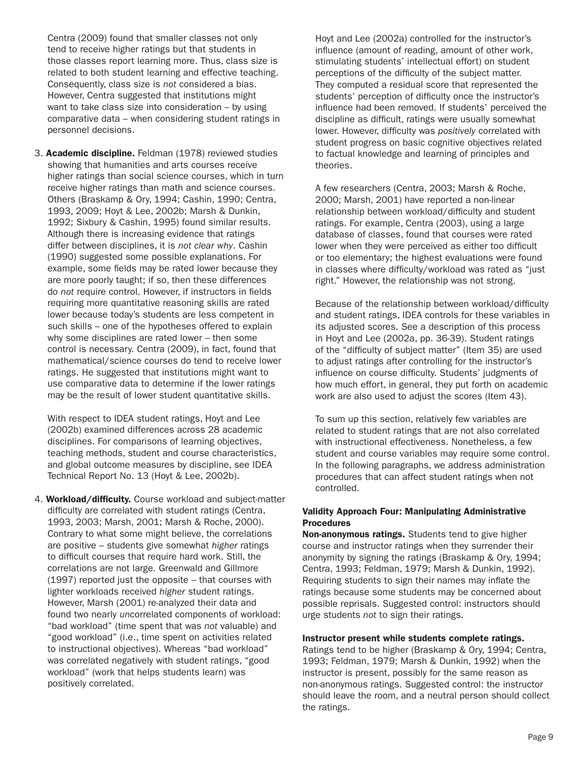Centra (2009) found that smaller classes not only tend to receive higher ratings but that students in those classes report learning more. Thus, class size is related to both student learning and effective teaching. Consequently, class size is *not* considered a bias. However, Centra suggested that institutions might want to take class size into consideration – by using comparative data – when considering student ratings in personnel decisions.

3. **Academic discipline.** Feldman (1978) reviewed studies showing that humanities and arts courses receive higher ratings than social science courses, which in turn receive higher ratings than math and science courses. Others (Braskamp & Ory, 1994; Cashin, 1990; Centra, 1993, 2009; Hoyt & Lee, 2002b; Marsh & Dunkin, 1992; Sixbury & Cashin, 1995) found similar results. Although there is increasing evidence that ratings differ between disciplines, it is *not clear why*. Cashin (1990) suggested some possible explanations. For example, some fields may be rated lower because they are more poorly taught; if so, then these differences do *not* require control. However, if instructors in fields requiring more quantitative reasoning skills are rated lower because today's students are less competent in such skills – one of the hypotheses offered to explain why some disciplines are rated lower – then some control is necessary. Centra (2009), in fact, found that mathematical/science courses do tend to receive lower ratings. He suggested that institutions might want to use comparative data to determine if the lower ratings may be the result of lower student quantitative skills.

   With respect to IDEA student ratings, Hoyt and Lee (2002b) examined differences across 28 academic disciplines. For comparisons of learning objectives, teaching methods, student and course characteristics, and global outcome measures by discipline, see IDEA Technical Report No. 13 (Hoyt & Lee, 2002b).

4. **Workload/difficulty.** Course workload and subject-matter difficulty are correlated with student ratings (Centra, 1993, 2003; Marsh, 2001; Marsh & Roche, 2000). Contrary to what some might believe, the correlations are positive – students give somewhat *higher* ratings to difficult courses that require hard work. Still, the correlations are not large. Greenwald and Gillmore (1997) reported just the opposite – that courses with lighter workloads received *higher* student ratings. However, Marsh (2001) re-analyzed their data and found two nearly *un*correlated components of workload: "bad workload" (time spent that was *not* valuable) and "good workload" (i.e., time spent on activities related to instructional objectives). Whereas "bad workload" was correlated negatively with student ratings, "good workload" (work that helps students learn) was positively correlated.

   Hoyt and Lee (2002a) controlled for the instructor's influence (amount of reading, amount of other work, stimulating students' intellectual effort) on student perceptions of the difficulty of the subject matter. They computed a residual score that represented the students' perception of difficulty once the instructor's influence had been removed. If students' perceived the discipline as difficult, ratings were usually somewhat lower. However, difficulty was *positively* correlated with student progress on basic cognitive objectives related to factual knowledge and learning of principles and theories.

   A few researchers (Centra, 2003; Marsh & Roche, 2000; Marsh, 2001) have reported a non-linear relationship between workload/difficulty and student ratings. For example, Centra (2003), using a large database of classes, found that courses were rated lower when they were perceived as either too difficult or too elementary; the highest evaluations were found in classes where difficulty/workload was rated as "just right." However, the relationship was not strong.

   Because of the relationship between workload/difficulty and student ratings, IDEA controls for these variables in its adjusted scores. See a description of this process in Hoyt and Lee (2002a, pp. 36-39). Student ratings of the "difficulty of subject matter" (Item 35) are used to adjust ratings after controlling for the instructor's influence on course difficulty. Students' judgments of how much effort, in general, they put forth on academic work are also used to adjust the scores (Item 43).

   To sum up this section, relatively few variables are related to student ratings that are not also correlated with instructional effectiveness. Nonetheless, a few student and course variables may require some control. In the following paragraphs, we address administration procedures that can affect student ratings when not controlled.

#### Validity Approach Four: Manipulating Administrative Procedures

**Non-anonymous ratings.** Students tend to give higher course and instructor ratings when they surrender their anonymity by signing the ratings (Braskamp & Ory, 1994; Centra, 1993; Feldman, 1979; Marsh & Dunkin, 1992). Requiring students to sign their names may inflate the ratings because some students may be concerned about possible reprisals. Suggested control: instructors should urge students *not* to sign their ratings.

**Instructor present while students complete ratings.** Ratings tend to be higher (Braskamp & Ory, 1994; Centra, 1993; Feldman, 1979; Marsh & Dunkin, 1992) when the instructor is present, possibly for the same reason as non-anonymous ratings. Suggested control: the instructor should leave the room, and a neutral person should collect the ratings.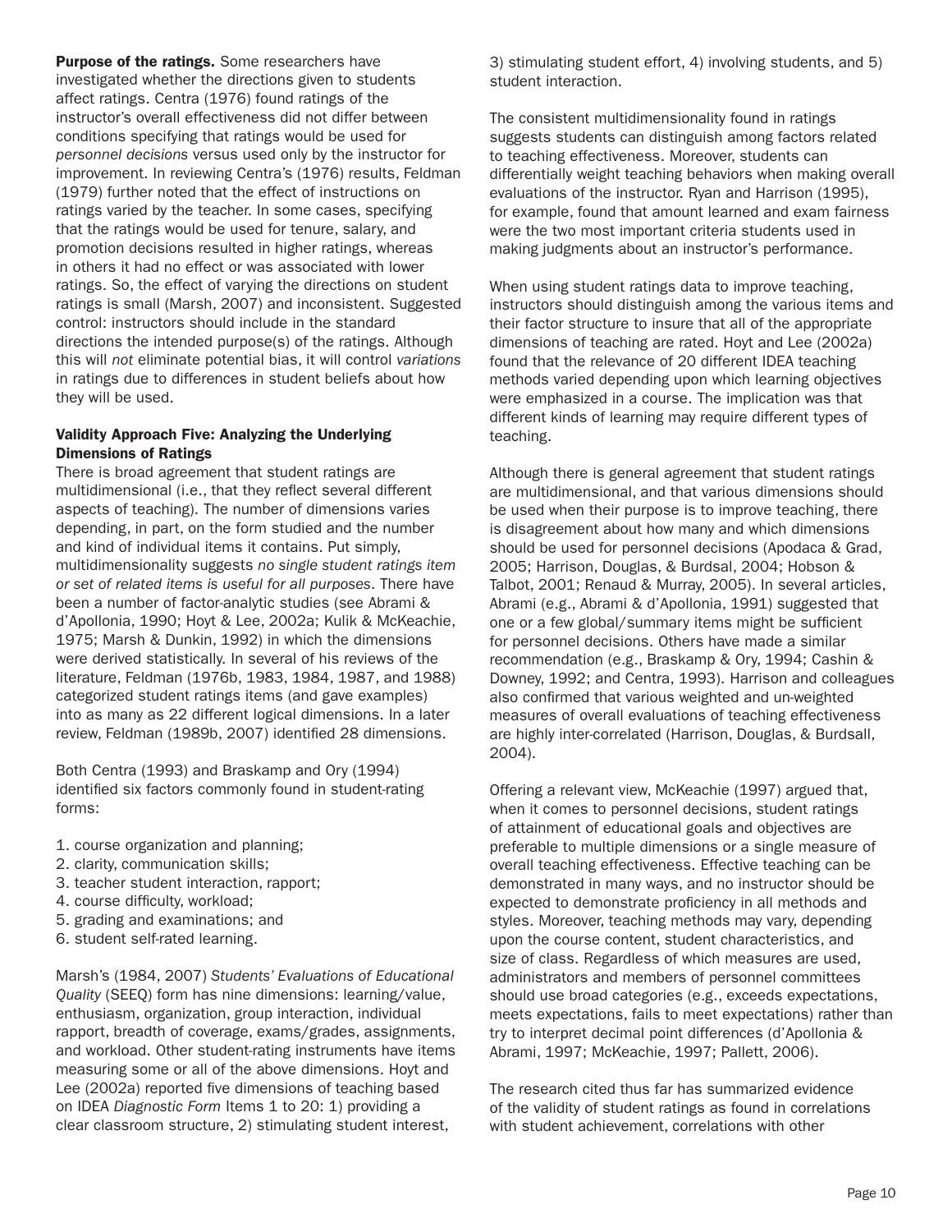**Purpose of the ratings.** Some researchers have investigated whether the directions given to students affect ratings. Centra (1976) found ratings of the instructor's overall effectiveness did not differ between conditions specifying that ratings would be used for *personnel decisions* versus used only by the instructor for improvement. In reviewing Centra's (1976) results, Feldman (1979) further noted that the effect of instructions on ratings varied by the teacher. In some cases, specifying that the ratings would be used for tenure, salary, and promotion decisions resulted in higher ratings, whereas in others it had no effect or was associated with lower ratings. So, the effect of varying the directions on student ratings is small (Marsh, 2007) and inconsistent. Suggested control: instructors should include in the standard directions the intended purpose(s) of the ratings. Although this will *not* eliminate potential bias, it will control *variations* in ratings due to differences in student beliefs about how they will be used.

### Validity Approach Five: Analyzing the Underlying Dimensions of Ratings

There is broad agreement that student ratings are multidimensional (i.e., that they reflect several different aspects of teaching). The number of dimensions varies depending, in part, on the form studied and the number and kind of individual items it contains. Put simply, multidimensionality suggests *no single student ratings item or set of related items is useful for all purposes*. There have been a number of factor-analytic studies (see Abrami & d'Apollonia, 1990; Hoyt & Lee, 2002a; Kulik & McKeachie, 1975; Marsh & Dunkin, 1992) in which the dimensions were derived statistically. In several of his reviews of the literature, Feldman (1976b, 1983, 1984, 1987, and 1988) categorized student ratings items (and gave examples) into as many as 22 different logical dimensions. In a later review, Feldman (1989b, 2007) identified 28 dimensions.

Both Centra (1993) and Braskamp and Ory (1994) identified six factors commonly found in student-rating forms:

1. course organization and planning;
2. clarity, communication skills;
3. teacher student interaction, rapport;
4. course difficulty, workload;
5. grading and examinations; and
6. student self-rated learning.

Marsh's (1984, 2007) *Students' Evaluations of Educational Quality* (SEEQ) form has nine dimensions: learning/value, enthusiasm, organization, group interaction, individual rapport, breadth of coverage, exams/grades, assignments, and workload. Other student-rating instruments have items measuring some or all of the above dimensions. Hoyt and Lee (2002a) reported five dimensions of teaching based on IDEA *Diagnostic Form* Items 1 to 20: 1) providing a clear classroom structure, 2) stimulating student interest, 3) stimulating student effort, 4) involving students, and 5) student interaction.

The consistent multidimensionality found in ratings suggests students can distinguish among factors related to teaching effectiveness. Moreover, students can differentially weight teaching behaviors when making overall evaluations of the instructor. Ryan and Harrison (1995), for example, found that amount learned and exam fairness were the two most important criteria students used in making judgments about an instructor's performance.

When using student ratings data to improve teaching, instructors should distinguish among the various items and their factor structure to insure that all of the appropriate dimensions of teaching are rated. Hoyt and Lee (2002a) found that the relevance of 20 different IDEA teaching methods varied depending upon which learning objectives were emphasized in a course. The implication was that different kinds of learning may require different types of teaching.

Although there is general agreement that student ratings are multidimensional, and that various dimensions should be used when their purpose is to improve teaching, there is disagreement about how many and which dimensions should be used for personnel decisions (Apodaca & Grad, 2005; Harrison, Douglas, & Burdsal, 2004; Hobson & Talbot, 2001; Renaud & Murray, 2005). In several articles, Abrami (e.g., Abrami & d'Apollonia, 1991) suggested that one or a few global/summary items might be sufficient for personnel decisions. Others have made a similar recommendation (e.g., Braskamp & Ory, 1994; Cashin & Downey, 1992; and Centra, 1993). Harrison and colleagues also confirmed that various weighted and un-weighted measures of overall evaluations of teaching effectiveness are highly inter-correlated (Harrison, Douglas, & Burdsall, 2004).

Offering a relevant view, McKeachie (1997) argued that, when it comes to personnel decisions, student ratings of attainment of educational goals and objectives are preferable to multiple dimensions or a single measure of overall teaching effectiveness. Effective teaching can be demonstrated in many ways, and no instructor should be expected to demonstrate proficiency in all methods and styles. Moreover, teaching methods may vary, depending upon the course content, student characteristics, and size of class. Regardless of which measures are used, administrators and members of personnel committees should use broad categories (e.g., exceeds expectations, meets expectations, fails to meet expectations) rather than try to interpret decimal point differences (d'Apollonia & Abrami, 1997; McKeachie, 1997; Pallett, 2006).

The research cited thus far has summarized evidence of the validity of student ratings as found in correlations with student achievement, correlations with other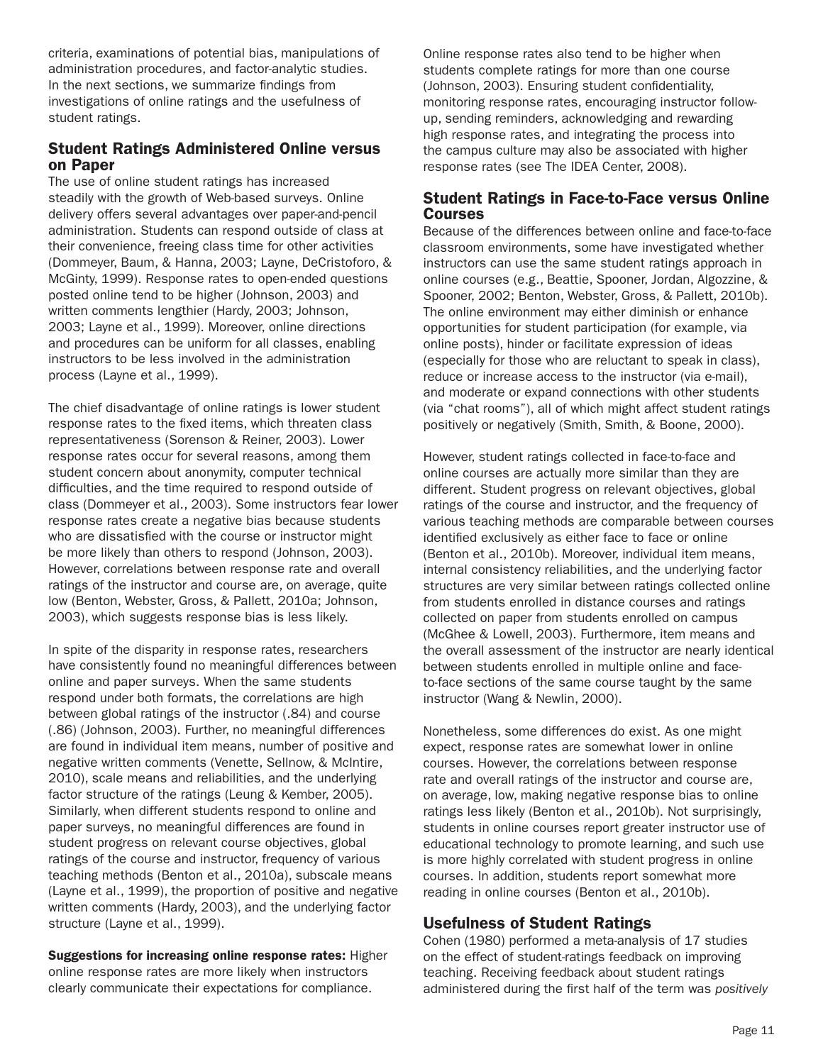criteria, examinations of potential bias, manipulations of administration procedures, and factor-analytic studies. In the next sections, we summarize findings from investigations of online ratings and the usefulness of student ratings.

## Student Ratings Administered Online versus on Paper

The use of online student ratings has increased steadily with the growth of Web-based surveys. Online delivery offers several advantages over paper-and-pencil administration. Students can respond outside of class at their convenience, freeing class time for other activities (Dommeyer, Baum, & Hanna, 2003; Layne, DeCristoforo, & McGinty, 1999). Response rates to open-ended questions posted online tend to be higher (Johnson, 2003) and written comments lengthier (Hardy, 2003; Johnson, 2003; Layne et al., 1999). Moreover, online directions and procedures can be uniform for all classes, enabling instructors to be less involved in the administration process (Layne et al., 1999).

The chief disadvantage of online ratings is lower student response rates to the fixed items, which threaten class representativeness (Sorenson & Reiner, 2003). Lower response rates occur for several reasons, among them student concern about anonymity, computer technical difficulties, and the time required to respond outside of class (Dommeyer et al., 2003). Some instructors fear lower response rates create a negative bias because students who are dissatisfied with the course or instructor might be more likely than others to respond (Johnson, 2003). However, correlations between response rate and overall ratings of the instructor and course are, on average, quite low (Benton, Webster, Gross, & Pallett, 2010a; Johnson, 2003), which suggests response bias is less likely.

In spite of the disparity in response rates, researchers have consistently found no meaningful differences between online and paper surveys. When the same students respond under both formats, the correlations are high between global ratings of the instructor (.84) and course (.86) (Johnson, 2003). Further, no meaningful differences are found in individual item means, number of positive and negative written comments (Venette, Sellnow, & McIntire, 2010), scale means and reliabilities, and the underlying factor structure of the ratings (Leung & Kember, 2005). Similarly, when different students respond to online and paper surveys, no meaningful differences are found in student progress on relevant course objectives, global ratings of the course and instructor, frequency of various teaching methods (Benton et al., 2010a), subscale means (Layne et al., 1999), the proportion of positive and negative written comments (Hardy, 2003), and the underlying factor structure (Layne et al., 1999).

**Suggestions for increasing online response rates:** Higher online response rates are more likely when instructors clearly communicate their expectations for compliance. Online response rates also tend to be higher when students complete ratings for more than one course (Johnson, 2003). Ensuring student confidentiality, monitoring response rates, encouraging instructor follow-up, sending reminders, acknowledging and rewarding high response rates, and integrating the process into the campus culture may also be associated with higher response rates (see The IDEA Center, 2008).

## Student Ratings in Face-to-Face versus Online Courses

Because of the differences between online and face-to-face classroom environments, some have investigated whether instructors can use the same student ratings approach in online courses (e.g., Beattie, Spooner, Jordan, Algozzine, & Spooner, 2002; Benton, Webster, Gross, & Pallett, 2010b). The online environment may either diminish or enhance opportunities for student participation (for example, via online posts), hinder or facilitate expression of ideas (especially for those who are reluctant to speak in class), reduce or increase access to the instructor (via e-mail), and moderate or expand connections with other students (via "chat rooms"), all of which might affect student ratings positively or negatively (Smith, Smith, & Boone, 2000).

However, student ratings collected in face-to-face and online courses are actually more similar than they are different. Student progress on relevant objectives, global ratings of the course and instructor, and the frequency of various teaching methods are comparable between courses identified exclusively as either face to face or online (Benton et al., 2010b). Moreover, individual item means, internal consistency reliabilities, and the underlying factor structures are very similar between ratings collected online from students enrolled in distance courses and ratings collected on paper from students enrolled on campus (McGhee & Lowell, 2003). Furthermore, item means and the overall assessment of the instructor are nearly identical between students enrolled in multiple online and face-to-face sections of the same course taught by the same instructor (Wang & Newlin, 2000).

Nonetheless, some differences do exist. As one might expect, response rates are somewhat lower in online courses. However, the correlations between response rate and overall ratings of the instructor and course are, on average, low, making negative response bias to online ratings less likely (Benton et al., 2010b). Not surprisingly, students in online courses report greater instructor use of educational technology to promote learning, and such use is more highly correlated with student progress in online courses. In addition, students report somewhat more reading in online courses (Benton et al., 2010b).

## Usefulness of Student Ratings

Cohen (1980) performed a meta-analysis of 17 studies on the effect of student-ratings feedback on improving teaching. Receiving feedback about student ratings administered during the first half of the term was *positively*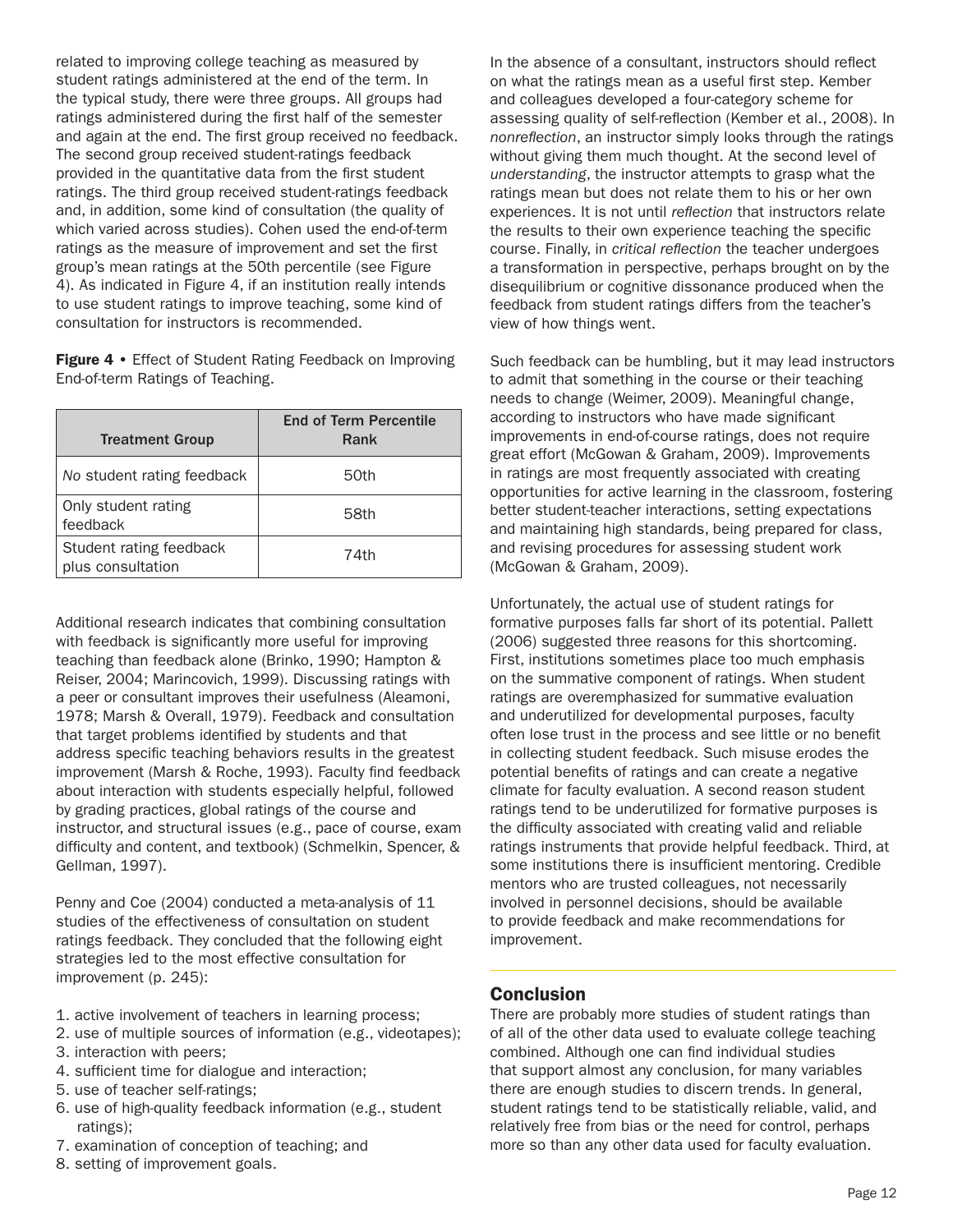related to improving college teaching as measured by student ratings administered at the end of the term. In the typical study, there were three groups. All groups had ratings administered during the first half of the semester and again at the end. The first group received no feedback. The second group received student-ratings feedback provided in the quantitative data from the first student ratings. The third group received student-ratings feedback and, in addition, some kind of consultation (the quality of which varied across studies). Cohen used the end-of-term ratings as the measure of improvement and set the first group's mean ratings at the 50th percentile (see Figure 4). As indicated in Figure 4, if an institution really intends to use student ratings to improve teaching, some kind of consultation for instructors is recommended.

**Figure 4** • Effect of Student Rating Feedback on Improving End-of-term Ratings of Teaching.

| Treatment Group | End of Term Percentile Rank |
|---|---|
| *No* student rating feedback | 50th |
| Only student rating feedback | 58th |
| Student rating feedback plus consultation | 74th |

Additional research indicates that combining consultation with feedback is significantly more useful for improving teaching than feedback alone (Brinko, 1990; Hampton & Reiser, 2004; Marincovich, 1999). Discussing ratings with a peer or consultant improves their usefulness (Aleamoni, 1978; Marsh & Overall, 1979). Feedback and consultation that target problems identified by students and that address specific teaching behaviors results in the greatest improvement (Marsh & Roche, 1993). Faculty find feedback about interaction with students especially helpful, followed by grading practices, global ratings of the course and instructor, and structural issues (e.g., pace of course, exam difficulty and content, and textbook) (Schmelkin, Spencer, & Gellman, 1997).

Penny and Coe (2004) conducted a meta-analysis of 11 studies of the effectiveness of consultation on student ratings feedback. They concluded that the following eight strategies led to the most effective consultation for improvement (p. 245):

1. active involvement of teachers in learning process;
2. use of multiple sources of information (e.g., videotapes);
3. interaction with peers;
4. sufficient time for dialogue and interaction;
5. use of teacher self-ratings;
6. use of high-quality feedback information (e.g., student ratings);
7. examination of conception of teaching; and
8. setting of improvement goals.

In the absence of a consultant, instructors should reflect on what the ratings mean as a useful first step. Kember and colleagues developed a four-category scheme for assessing quality of self-reflection (Kember et al., 2008). In *nonreflection*, an instructor simply looks through the ratings without giving them much thought. At the second level of *understanding*, the instructor attempts to grasp what the ratings mean but does not relate them to his or her own experiences. It is not until *reflection* that instructors relate the results to their own experience teaching the specific course. Finally, in *critical reflection* the teacher undergoes a transformation in perspective, perhaps brought on by the disequilibrium or cognitive dissonance produced when the feedback from student ratings differs from the teacher's view of how things went.

Such feedback can be humbling, but it may lead instructors to admit that something in the course or their teaching needs to change (Weimer, 2009). Meaningful change, according to instructors who have made significant improvements in end-of-course ratings, does not require great effort (McGowan & Graham, 2009). Improvements in ratings are most frequently associated with creating opportunities for active learning in the classroom, fostering better student-teacher interactions, setting expectations and maintaining high standards, being prepared for class, and revising procedures for assessing student work (McGowan & Graham, 2009).

Unfortunately, the actual use of student ratings for formative purposes falls far short of its potential. Pallett (2006) suggested three reasons for this shortcoming. First, institutions sometimes place too much emphasis on the summative component of ratings. When student ratings are overemphasized for summative evaluation and underutilized for developmental purposes, faculty often lose trust in the process and see little or no benefit in collecting student feedback. Such misuse erodes the potential benefits of ratings and can create a negative climate for faculty evaluation. A second reason student ratings tend to be underutilized for formative purposes is the difficulty associated with creating valid and reliable ratings instruments that provide helpful feedback. Third, at some institutions there is insufficient mentoring. Credible mentors who are trusted colleagues, not necessarily involved in personnel decisions, should be available to provide feedback and make recommendations for improvement.

## Conclusion

There are probably more studies of student ratings than of all of the other data used to evaluate college teaching combined. Although one can find individual studies that support almost any conclusion, for many variables there are enough studies to discern trends. In general, student ratings tend to be statistically reliable, valid, and relatively free from bias or the need for control, perhaps more so than any other data used for faculty evaluation.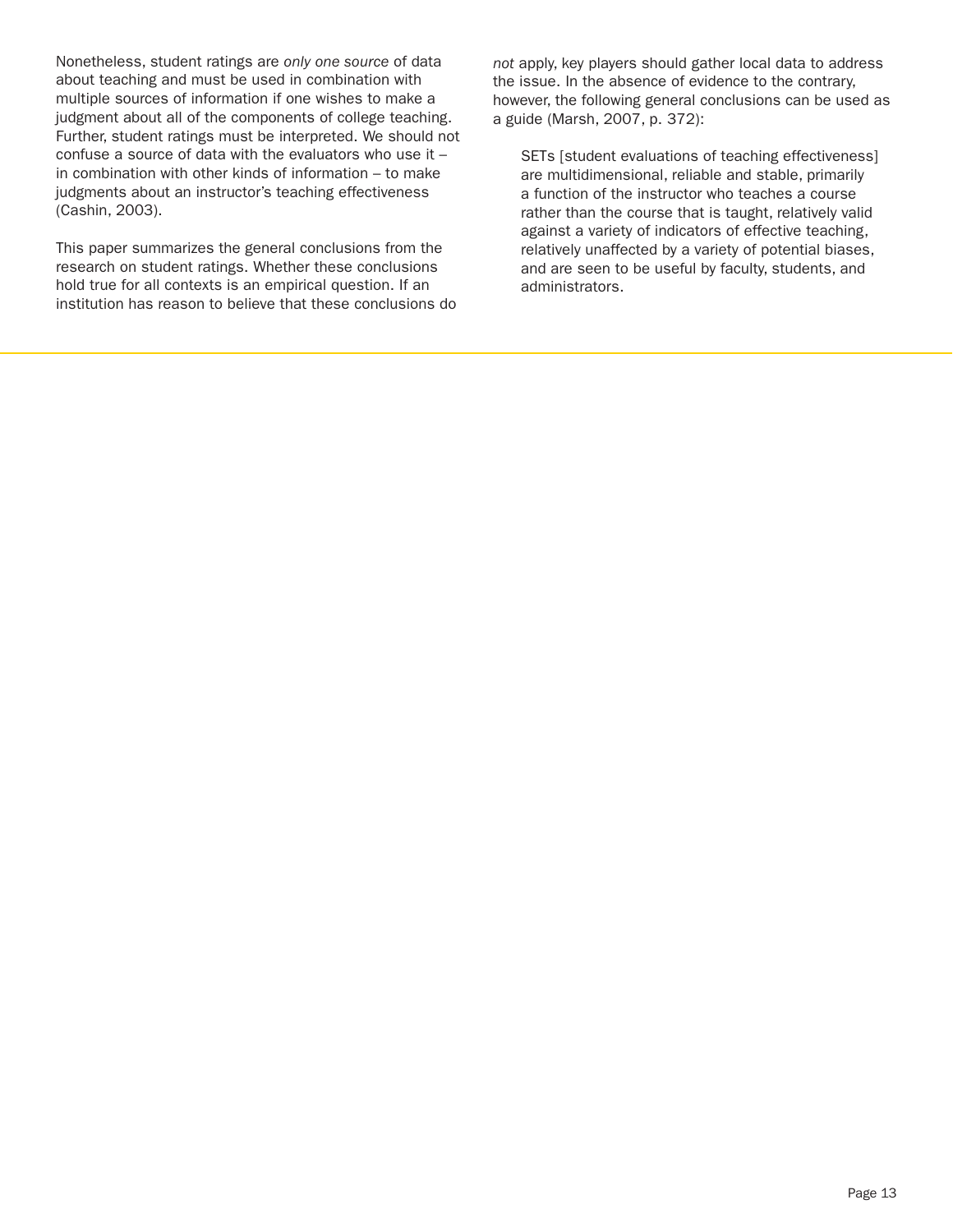Nonetheless, student ratings are *only one source* of data about teaching and must be used in combination with multiple sources of information if one wishes to make a judgment about all of the components of college teaching. Further, student ratings must be interpreted. We should not confuse a source of data with the evaluators who use it – in combination with other kinds of information – to make judgments about an instructor's teaching effectiveness (Cashin, 2003).

This paper summarizes the general conclusions from the research on student ratings. Whether these conclusions hold true for all contexts is an empirical question. If an institution has reason to believe that these conclusions do *not* apply, key players should gather local data to address the issue. In the absence of evidence to the contrary, however, the following general conclusions can be used as a guide (Marsh, 2007, p. 372):

> SETs [student evaluations of teaching effectiveness] are multidimensional, reliable and stable, primarily a function of the instructor who teaches a course rather than the course that is taught, relatively valid against a variety of indicators of effective teaching, relatively unaffected by a variety of potential biases, and are seen to be useful by faculty, students, and administrators.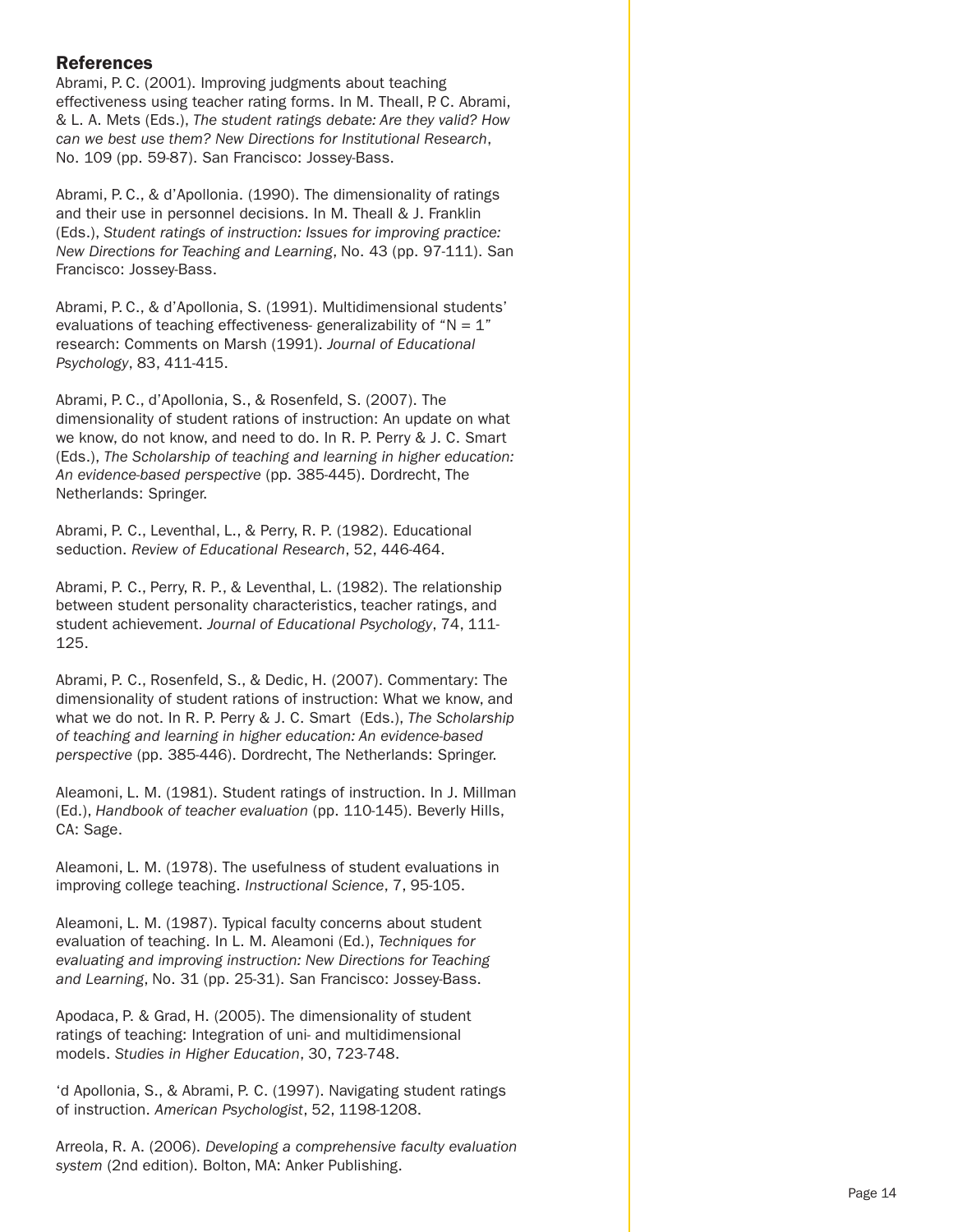## References

Abrami, P. C. (2001). Improving judgments about teaching effectiveness using teacher rating forms. In M. Theall, P. C. Abrami, & L. A. Mets (Eds.), *The student ratings debate: Are they valid? How can we best use them? New Directions for Institutional Research*, No. 109 (pp. 59-87). San Francisco: Jossey-Bass.

Abrami, P. C., & d'Apollonia. (1990). The dimensionality of ratings and their use in personnel decisions. In M. Theall & J. Franklin (Eds.), *Student ratings of instruction: Issues for improving practice: New Directions for Teaching and Learning*, No. 43 (pp. 97-111). San Francisco: Jossey-Bass.

Abrami, P. C., & d'Apollonia, S. (1991). Multidimensional students' evaluations of teaching effectiveness- generalizability of "N = 1" research: Comments on Marsh (1991). *Journal of Educational Psychology*, 83, 411-415.

Abrami, P. C., d'Apollonia, S., & Rosenfeld, S. (2007). The dimensionality of student rations of instruction: An update on what we know, do not know, and need to do. In R. P. Perry & J. C. Smart (Eds.), *The Scholarship of teaching and learning in higher education: An evidence-based perspective* (pp. 385-445). Dordrecht, The Netherlands: Springer.

Abrami, P. C., Leventhal, L., & Perry, R. P. (1982). Educational seduction. *Review of Educational Research*, 52, 446-464.

Abrami, P. C., Perry, R. P., & Leventhal, L. (1982). The relationship between student personality characteristics, teacher ratings, and student achievement. *Journal of Educational Psychology*, 74, 111-125.

Abrami, P. C., Rosenfeld, S., & Dedic, H. (2007). Commentary: The dimensionality of student rations of instruction: What we know, and what we do not. In R. P. Perry & J. C. Smart (Eds.), *The Scholarship of teaching and learning in higher education: An evidence-based perspective* (pp. 385-446). Dordrecht, The Netherlands: Springer.

Aleamoni, L. M. (1981). Student ratings of instruction. In J. Millman (Ed.), *Handbook of teacher evaluation* (pp. 110-145). Beverly Hills, CA: Sage.

Aleamoni, L. M. (1978). The usefulness of student evaluations in improving college teaching. *Instructional Science*, 7, 95-105.

Aleamoni, L. M. (1987). Typical faculty concerns about student evaluation of teaching. In L. M. Aleamoni (Ed.), *Techniques for evaluating and improving instruction: New Directions for Teaching and Learning*, No. 31 (pp. 25-31). San Francisco: Jossey-Bass.

Apodaca, P. & Grad, H. (2005). The dimensionality of student ratings of teaching: Integration of uni- and multidimensional models. *Studies in Higher Education*, 30, 723-748.

'd Apollonia, S., & Abrami, P. C. (1997). Navigating student ratings of instruction. *American Psychologist*, 52, 1198-1208.

Arreola, R. A. (2006). *Developing a comprehensive faculty evaluation system* (2nd edition). Bolton, MA: Anker Publishing.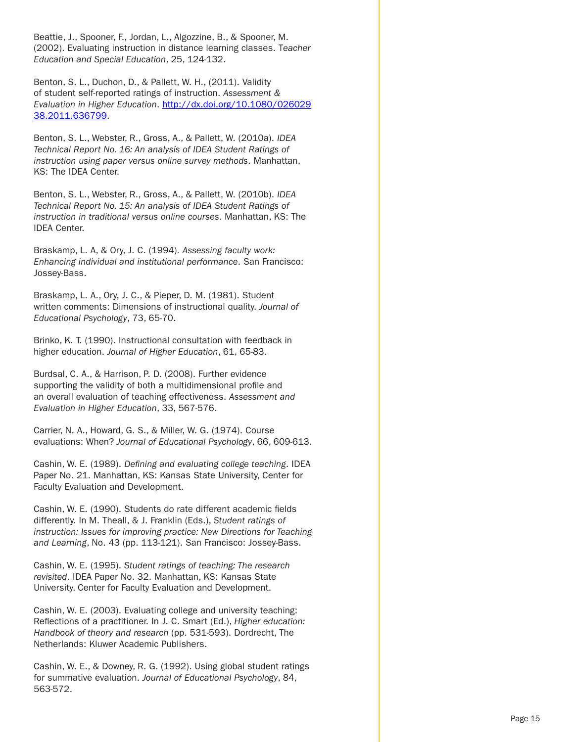Beattie, J., Spooner, F., Jordan, L., Algozzine, B., & Spooner, M. (2002). Evaluating instruction in distance learning classes. *Teacher Education and Special Education*, 25, 124-132.

Benton, S. L., Duchon, D., & Pallett, W. H., (2011). Validity of student self-reported ratings of instruction. *Assessment & Evaluation in Higher Education*. [http://dx.doi.org/10.1080/02602938.2011.636799](http://dx.doi.org/10.1080/02602938.2011.636799).

Benton, S. L., Webster, R., Gross, A., & Pallett, W. (2010a). *IDEA Technical Report No. 16: An analysis of IDEA Student Ratings of instruction using paper versus online survey methods*. Manhattan, KS: The IDEA Center.

Benton, S. L., Webster, R., Gross, A., & Pallett, W. (2010b). *IDEA Technical Report No. 15: An analysis of IDEA Student Ratings of instruction in traditional versus online courses*. Manhattan, KS: The IDEA Center.

Braskamp, L. A, & Ory, J. C. (1994). *Assessing faculty work: Enhancing individual and institutional performance*. San Francisco: Jossey-Bass.

Braskamp, L. A., Ory, J. C., & Pieper, D. M. (1981). Student written comments: Dimensions of instructional quality. *Journal of Educational Psychology*, 73, 65-70.

Brinko, K. T. (1990). Instructional consultation with feedback in higher education. *Journal of Higher Education*, 61, 65-83.

Burdsal, C. A., & Harrison, P. D. (2008). Further evidence supporting the validity of both a multidimensional profile and an overall evaluation of teaching effectiveness. *Assessment and Evaluation in Higher Education*, 33, 567-576.

Carrier, N. A., Howard, G. S., & Miller, W. G. (1974). Course evaluations: When? *Journal of Educational Psychology*, 66, 609-613.

Cashin, W. E. (1989). *Defining and evaluating college teaching*. IDEA Paper No. 21. Manhattan, KS: Kansas State University, Center for Faculty Evaluation and Development.

Cashin, W. E. (1990). Students do rate different academic fields differently. In M. Theall, & J. Franklin (Eds.), *Student ratings of instruction: Issues for improving practice: New Directions for Teaching and Learning*, No. 43 (pp. 113-121). San Francisco: Jossey-Bass.

Cashin, W. E. (1995). *Student ratings of teaching: The research revisited*. IDEA Paper No. 32. Manhattan, KS: Kansas State University, Center for Faculty Evaluation and Development.

Cashin, W. E. (2003). Evaluating college and university teaching: Reflections of a practitioner. In J. C. Smart (Ed.), *Higher education: Handbook of theory and research* (pp. 531-593). Dordrecht, The Netherlands: Kluwer Academic Publishers.

Cashin, W. E., & Downey, R. G. (1992). Using global student ratings for summative evaluation. *Journal of Educational Psychology*, 84, 563-572.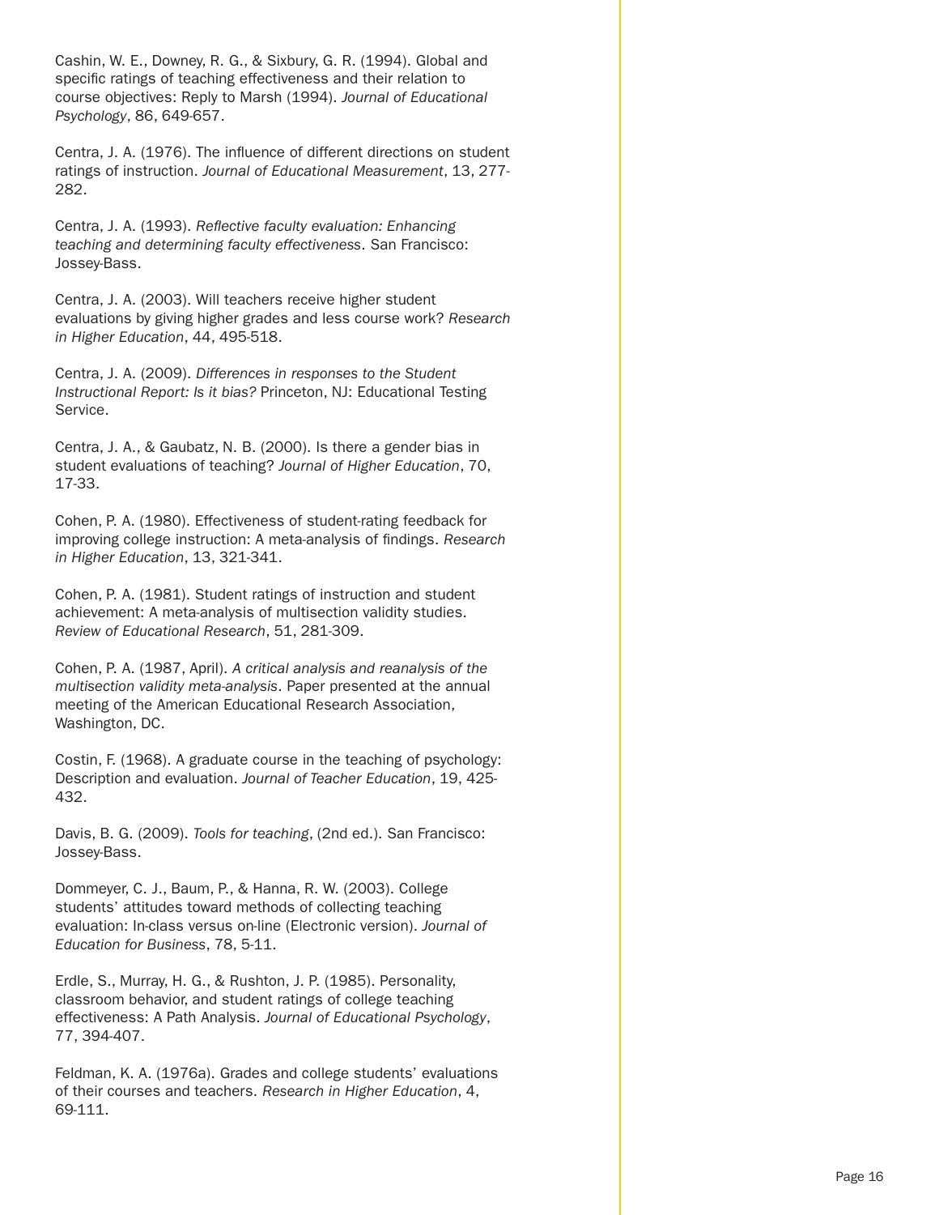Cashin, W. E., Downey, R. G., & Sixbury, G. R. (1994). Global and specific ratings of teaching effectiveness and their relation to course objectives: Reply to Marsh (1994). *Journal of Educational Psychology*, 86, 649-657.

Centra, J. A. (1976). The influence of different directions on student ratings of instruction. *Journal of Educational Measurement*, 13, 277-282.

Centra, J. A. (1993). *Reflective faculty evaluation: Enhancing teaching and determining faculty effectiveness*. San Francisco: Jossey-Bass.

Centra, J. A. (2003). Will teachers receive higher student evaluations by giving higher grades and less course work? *Research in Higher Education*, 44, 495-518.

Centra, J. A. (2009). *Differences in responses to the Student Instructional Report: Is it bias?* Princeton, NJ: Educational Testing Service.

Centra, J. A., & Gaubatz, N. B. (2000). Is there a gender bias in student evaluations of teaching? *Journal of Higher Education*, 70, 17-33.

Cohen, P. A. (1980). Effectiveness of student-rating feedback for improving college instruction: A meta-analysis of findings. *Research in Higher Education*, 13, 321-341.

Cohen, P. A. (1981). Student ratings of instruction and student achievement: A meta-analysis of multisection validity studies. *Review of Educational Research*, 51, 281-309.

Cohen, P. A. (1987, April). *A critical analysis and reanalysis of the multisection validity meta-analysis*. Paper presented at the annual meeting of the American Educational Research Association, Washington, DC.

Costin, F. (1968). A graduate course in the teaching of psychology: Description and evaluation. *Journal of Teacher Education*, 19, 425-432.

Davis, B. G. (2009). *Tools for teaching*, (2nd ed.). San Francisco: Jossey-Bass.

Dommeyer, C. J., Baum, P., & Hanna, R. W. (2003). College students' attitudes toward methods of collecting teaching evaluation: In-class versus on-line (Electronic version). *Journal of Education for Business*, 78, 5-11.

Erdle, S., Murray, H. G., & Rushton, J. P. (1985). Personality, classroom behavior, and student ratings of college teaching effectiveness: A Path Analysis. *Journal of Educational Psychology*, 77, 394-407.

Feldman, K. A. (1976a). Grades and college students' evaluations of their courses and teachers. *Research in Higher Education*, 4, 69-111.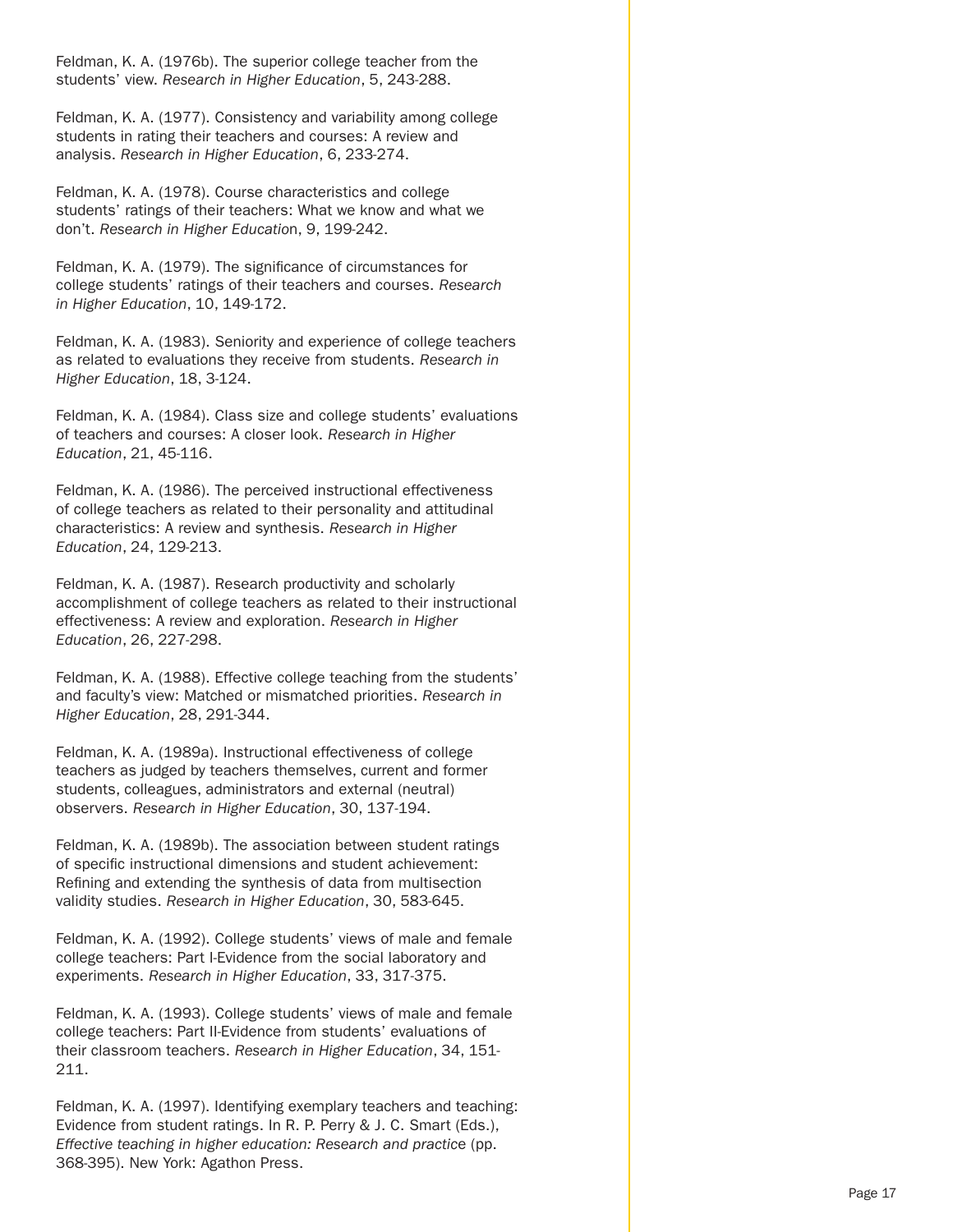Feldman, K. A. (1976b). The superior college teacher from the students' view. *Research in Higher Education*, 5, 243-288.

Feldman, K. A. (1977). Consistency and variability among college students in rating their teachers and courses: A review and analysis. *Research in Higher Education*, 6, 233-274.

Feldman, K. A. (1978). Course characteristics and college students' ratings of their teachers: What we know and what we don't. *Research in Higher Education*, 9, 199-242.

Feldman, K. A. (1979). The significance of circumstances for college students' ratings of their teachers and courses. *Research in Higher Education*, 10, 149-172.

Feldman, K. A. (1983). Seniority and experience of college teachers as related to evaluations they receive from students. *Research in Higher Education*, 18, 3-124.

Feldman, K. A. (1984). Class size and college students' evaluations of teachers and courses: A closer look. *Research in Higher Education*, 21, 45-116.

Feldman, K. A. (1986). The perceived instructional effectiveness of college teachers as related to their personality and attitudinal characteristics: A review and synthesis. *Research in Higher Education*, 24, 129-213.

Feldman, K. A. (1987). Research productivity and scholarly accomplishment of college teachers as related to their instructional effectiveness: A review and exploration. *Research in Higher Education*, 26, 227-298.

Feldman, K. A. (1988). Effective college teaching from the students' and faculty's view: Matched or mismatched priorities. *Research in Higher Education*, 28, 291-344.

Feldman, K. A. (1989a). Instructional effectiveness of college teachers as judged by teachers themselves, current and former students, colleagues, administrators and external (neutral) observers. *Research in Higher Education*, 30, 137-194.

Feldman, K. A. (1989b). The association between student ratings of specific instructional dimensions and student achievement: Refining and extending the synthesis of data from multisection validity studies. *Research in Higher Education*, 30, 583-645.

Feldman, K. A. (1992). College students' views of male and female college teachers: Part I-Evidence from the social laboratory and experiments. *Research in Higher Education*, 33, 317-375.

Feldman, K. A. (1993). College students' views of male and female college teachers: Part II-Evidence from students' evaluations of their classroom teachers. *Research in Higher Education*, 34, 151-211.

Feldman, K. A. (1997). Identifying exemplary teachers and teaching: Evidence from student ratings. In R. P. Perry & J. C. Smart (Eds.), *Effective teaching in higher education: Research and practice* (pp. 368-395). New York: Agathon Press.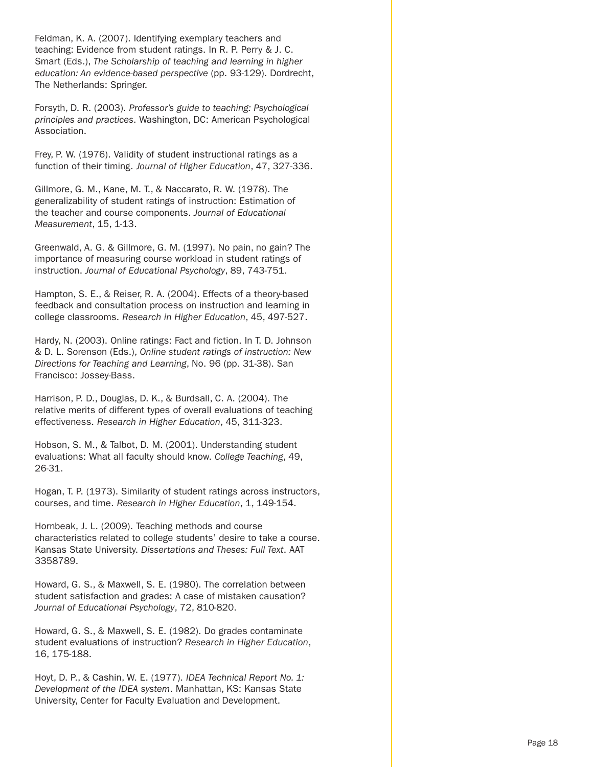Feldman, K. A. (2007). Identifying exemplary teachers and teaching: Evidence from student ratings. In R. P. Perry & J. C. Smart (Eds.), *The Scholarship of teaching and learning in higher education: An evidence-based perspective* (pp. 93-129). Dordrecht, The Netherlands: Springer.

Forsyth, D. R. (2003). *Professor's guide to teaching: Psychological principles and practices*. Washington, DC: American Psychological Association.

Frey, P. W. (1976). Validity of student instructional ratings as a function of their timing. *Journal of Higher Education*, 47, 327-336.

Gillmore, G. M., Kane, M. T., & Naccarato, R. W. (1978). The generalizability of student ratings of instruction: Estimation of the teacher and course components. *Journal of Educational Measurement*, 15, 1-13.

Greenwald, A. G. & Gillmore, G. M. (1997). No pain, no gain? The importance of measuring course workload in student ratings of instruction. *Journal of Educational Psychology*, 89, 743-751.

Hampton, S. E., & Reiser, R. A. (2004). Effects of a theory-based feedback and consultation process on instruction and learning in college classrooms. *Research in Higher Education*, 45, 497-527.

Hardy, N. (2003). Online ratings: Fact and fiction. In T. D. Johnson & D. L. Sorenson (Eds.), *Online student ratings of instruction: New Directions for Teaching and Learning*, No. 96 (pp. 31-38). San Francisco: Jossey-Bass.

Harrison, P. D., Douglas, D. K., & Burdsall, C. A. (2004). The relative merits of different types of overall evaluations of teaching effectiveness. *Research in Higher Education*, 45, 311-323.

Hobson, S. M., & Talbot, D. M. (2001). Understanding student evaluations: What all faculty should know. *College Teaching*, 49, 26-31.

Hogan, T. P. (1973). Similarity of student ratings across instructors, courses, and time. *Research in Higher Education*, 1, 149-154.

Hornbeak, J. L. (2009). Teaching methods and course characteristics related to college students' desire to take a course. Kansas State University. *Dissertations and Theses: Full Text*. AAT 3358789.

Howard, G. S., & Maxwell, S. E. (1980). The correlation between student satisfaction and grades: A case of mistaken causation? *Journal of Educational Psychology*, 72, 810-820.

Howard, G. S., & Maxwell, S. E. (1982). Do grades contaminate student evaluations of instruction? *Research in Higher Education*, 16, 175-188.

Hoyt, D. P., & Cashin, W. E. (1977). *IDEA Technical Report No. 1: Development of the IDEA system*. Manhattan, KS: Kansas State University, Center for Faculty Evaluation and Development.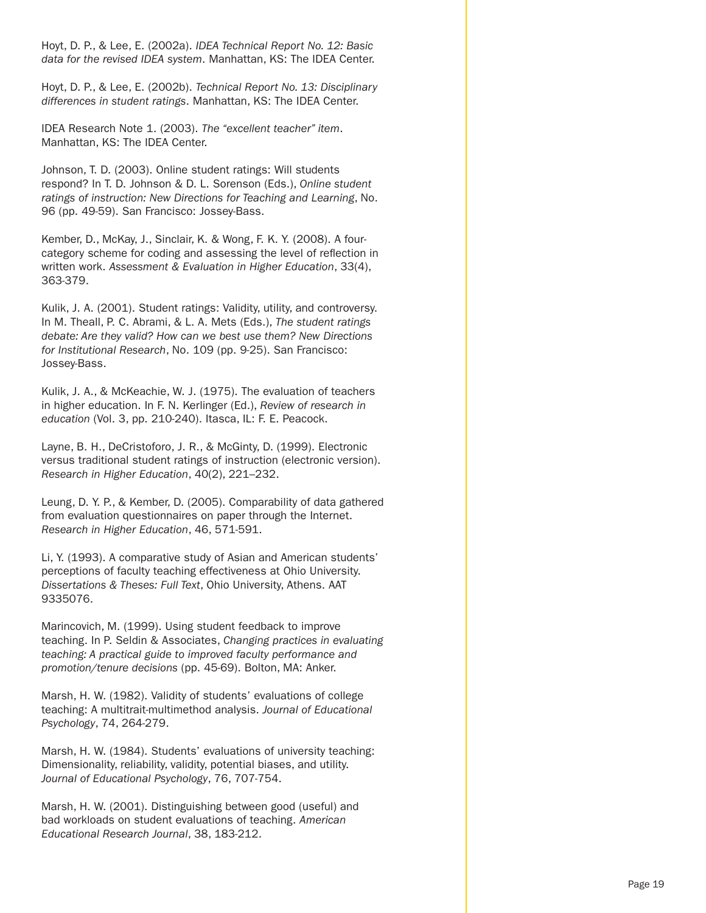Hoyt, D. P., & Lee, E. (2002a). *IDEA Technical Report No. 12: Basic data for the revised IDEA system*. Manhattan, KS: The IDEA Center.

Hoyt, D. P., & Lee, E. (2002b). *Technical Report No. 13: Disciplinary differences in student ratings*. Manhattan, KS: The IDEA Center.

IDEA Research Note 1. (2003). *The "excellent teacher" item*. Manhattan, KS: The IDEA Center.

Johnson, T. D. (2003). Online student ratings: Will students respond? In T. D. Johnson & D. L. Sorenson (Eds.), *Online student ratings of instruction: New Directions for Teaching and Learning*, No. 96 (pp. 49-59). San Francisco: Jossey-Bass.

Kember, D., McKay, J., Sinclair, K. & Wong, F. K. Y. (2008). A four-category scheme for coding and assessing the level of reflection in written work. *Assessment & Evaluation in Higher Education*, 33(4), 363-379.

Kulik, J. A. (2001). Student ratings: Validity, utility, and controversy. In M. Theall, P. C. Abrami, & L. A. Mets (Eds.), *The student ratings debate: Are they valid? How can we best use them? New Directions for Institutional Research*, No. 109 (pp. 9-25). San Francisco: Jossey-Bass.

Kulik, J. A., & McKeachie, W. J. (1975). The evaluation of teachers in higher education. In F. N. Kerlinger (Ed.), *Review of research in education* (Vol. 3, pp. 210-240). Itasca, IL: F. E. Peacock.

Layne, B. H., DeCristoforo, J. R., & McGinty, D. (1999). Electronic versus traditional student ratings of instruction (electronic version). *Research in Higher Education*, 40(2), 221–232.

Leung, D. Y. P., & Kember, D. (2005). Comparability of data gathered from evaluation questionnaires on paper through the Internet. *Research in Higher Education*, 46, 571-591.

Li, Y. (1993). A comparative study of Asian and American students' perceptions of faculty teaching effectiveness at Ohio University. *Dissertations & Theses: Full Text*, Ohio University, Athens. AAT 9335076.

Marincovich, M. (1999). Using student feedback to improve teaching. In P. Seldin & Associates, *Changing practices in evaluating teaching: A practical guide to improved faculty performance and promotion/tenure decisions* (pp. 45-69). Bolton, MA: Anker.

Marsh, H. W. (1982). Validity of students' evaluations of college teaching: A multitrait-multimethod analysis. *Journal of Educational Psychology*, 74, 264-279.

Marsh, H. W. (1984). Students' evaluations of university teaching: Dimensionality, reliability, validity, potential biases, and utility. *Journal of Educational Psychology*, 76, 707-754.

Marsh, H. W. (2001). Distinguishing between good (useful) and bad workloads on student evaluations of teaching. *American Educational Research Journal*, 38, 183-212.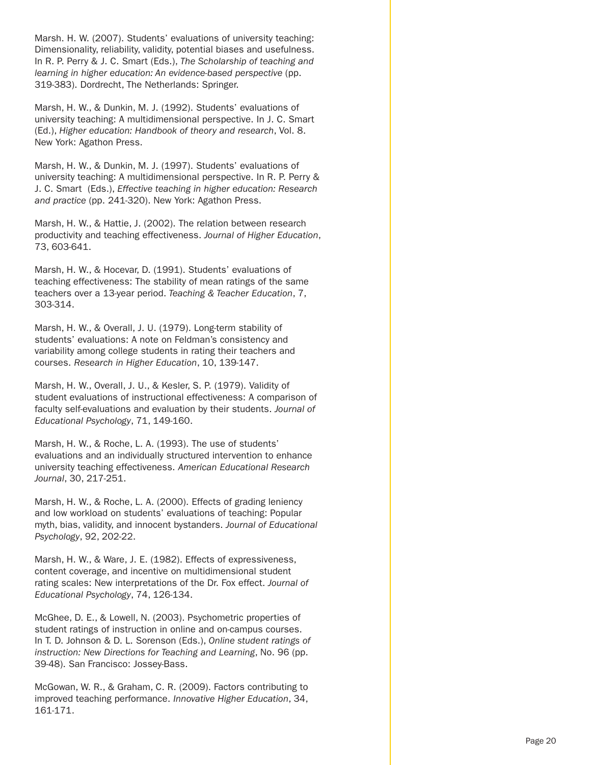Marsh. H. W. (2007). Students' evaluations of university teaching: Dimensionality, reliability, validity, potential biases and usefulness. In R. P. Perry & J. C. Smart (Eds.), *The Scholarship of teaching and learning in higher education: An evidence-based perspective* (pp. 319-383). Dordrecht, The Netherlands: Springer.

Marsh, H. W., & Dunkin, M. J. (1992). Students' evaluations of university teaching: A multidimensional perspective. In J. C. Smart (Ed.), *Higher education: Handbook of theory and research*, Vol. 8. New York: Agathon Press.

Marsh, H. W., & Dunkin, M. J. (1997). Students' evaluations of university teaching: A multidimensional perspective. In R. P. Perry & J. C. Smart (Eds.), *Effective teaching in higher education: Research and practice* (pp. 241-320). New York: Agathon Press.

Marsh, H. W., & Hattie, J. (2002). The relation between research productivity and teaching effectiveness. *Journal of Higher Education*, 73, 603-641.

Marsh, H. W., & Hocevar, D. (1991). Students' evaluations of teaching effectiveness: The stability of mean ratings of the same teachers over a 13-year period. *Teaching & Teacher Education*, 7, 303-314.

Marsh, H. W., & Overall, J. U. (1979). Long-term stability of students' evaluations: A note on Feldman's consistency and variability among college students in rating their teachers and courses. *Research in Higher Education*, 10, 139-147.

Marsh, H. W., Overall, J. U., & Kesler, S. P. (1979). Validity of student evaluations of instructional effectiveness: A comparison of faculty self-evaluations and evaluation by their students. *Journal of Educational Psychology*, 71, 149-160.

Marsh, H. W., & Roche, L. A. (1993). The use of students' evaluations and an individually structured intervention to enhance university teaching effectiveness. *American Educational Research Journal*, 30, 217-251.

Marsh, H. W., & Roche, L. A. (2000). Effects of grading leniency and low workload on students' evaluations of teaching: Popular myth, bias, validity, and innocent bystanders. *Journal of Educational Psychology*, 92, 202-22.

Marsh, H. W., & Ware, J. E. (1982). Effects of expressiveness, content coverage, and incentive on multidimensional student rating scales: New interpretations of the Dr. Fox effect. *Journal of Educational Psychology*, 74, 126-134.

McGhee, D. E., & Lowell, N. (2003). Psychometric properties of student ratings of instruction in online and on-campus courses. In T. D. Johnson & D. L. Sorenson (Eds.), *Online student ratings of instruction: New Directions for Teaching and Learning*, No. 96 (pp. 39-48). San Francisco: Jossey-Bass.

McGowan, W. R., & Graham, C. R. (2009). Factors contributing to improved teaching performance. *Innovative Higher Education*, 34, 161-171.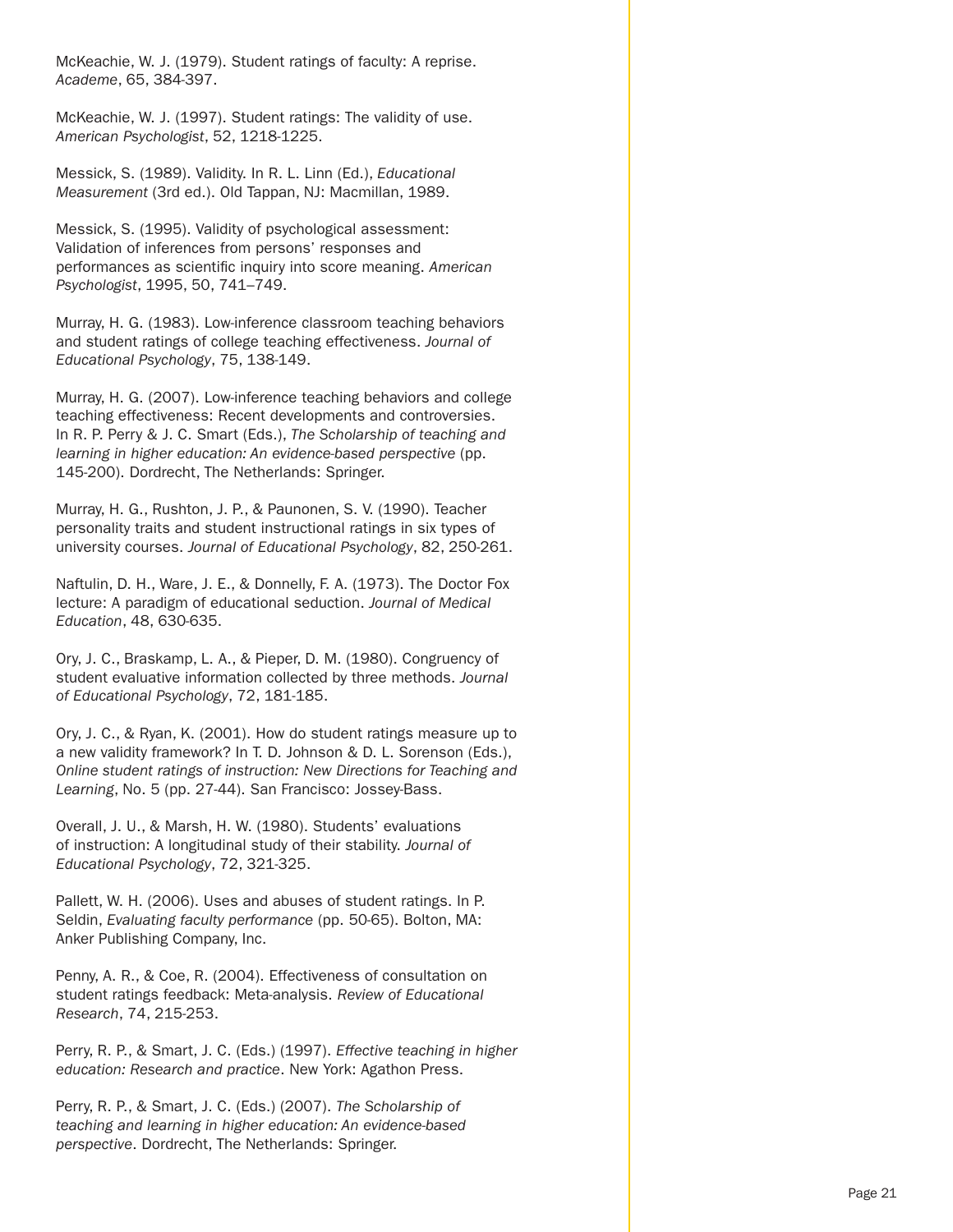McKeachie, W. J. (1979). Student ratings of faculty: A reprise. *Academe*, 65, 384-397.

McKeachie, W. J. (1997). Student ratings: The validity of use. *American Psychologist*, 52, 1218-1225.

Messick, S. (1989). Validity. In R. L. Linn (Ed.), *Educational Measurement* (3rd ed.). Old Tappan, NJ: Macmillan, 1989.

Messick, S. (1995). Validity of psychological assessment: Validation of inferences from persons' responses and performances as scientific inquiry into score meaning. *American Psychologist*, 1995, 50, 741–749.

Murray, H. G. (1983). Low-inference classroom teaching behaviors and student ratings of college teaching effectiveness. *Journal of Educational Psychology*, 75, 138-149.

Murray, H. G. (2007). Low-inference teaching behaviors and college teaching effectiveness: Recent developments and controversies. In R. P. Perry & J. C. Smart (Eds.), *The Scholarship of teaching and learning in higher education: An evidence-based perspective* (pp. 145-200). Dordrecht, The Netherlands: Springer.

Murray, H. G., Rushton, J. P., & Paunonen, S. V. (1990). Teacher personality traits and student instructional ratings in six types of university courses. *Journal of Educational Psychology*, 82, 250-261.

Naftulin, D. H., Ware, J. E., & Donnelly, F. A. (1973). The Doctor Fox lecture: A paradigm of educational seduction. *Journal of Medical Education*, 48, 630-635.

Ory, J. C., Braskamp, L. A., & Pieper, D. M. (1980). Congruency of student evaluative information collected by three methods. *Journal of Educational Psychology*, 72, 181-185.

Ory, J. C., & Ryan, K. (2001). How do student ratings measure up to a new validity framework? In T. D. Johnson & D. L. Sorenson (Eds.), *Online student ratings of instruction: New Directions for Teaching and Learning*, No. 5 (pp. 27-44). San Francisco: Jossey-Bass.

Overall, J. U., & Marsh, H. W. (1980). Students' evaluations of instruction: A longitudinal study of their stability. *Journal of Educational Psychology*, 72, 321-325.

Pallett, W. H. (2006). Uses and abuses of student ratings. In P. Seldin, *Evaluating faculty performance* (pp. 50-65). Bolton, MA: Anker Publishing Company, Inc.

Penny, A. R., & Coe, R. (2004). Effectiveness of consultation on student ratings feedback: Meta-analysis. *Review of Educational Research*, 74, 215-253.

Perry, R. P., & Smart, J. C. (Eds.) (1997). *Effective teaching in higher education: Research and practice*. New York: Agathon Press.

Perry, R. P., & Smart, J. C. (Eds.) (2007). *The Scholarship of teaching and learning in higher education: An evidence-based perspective*. Dordrecht, The Netherlands: Springer.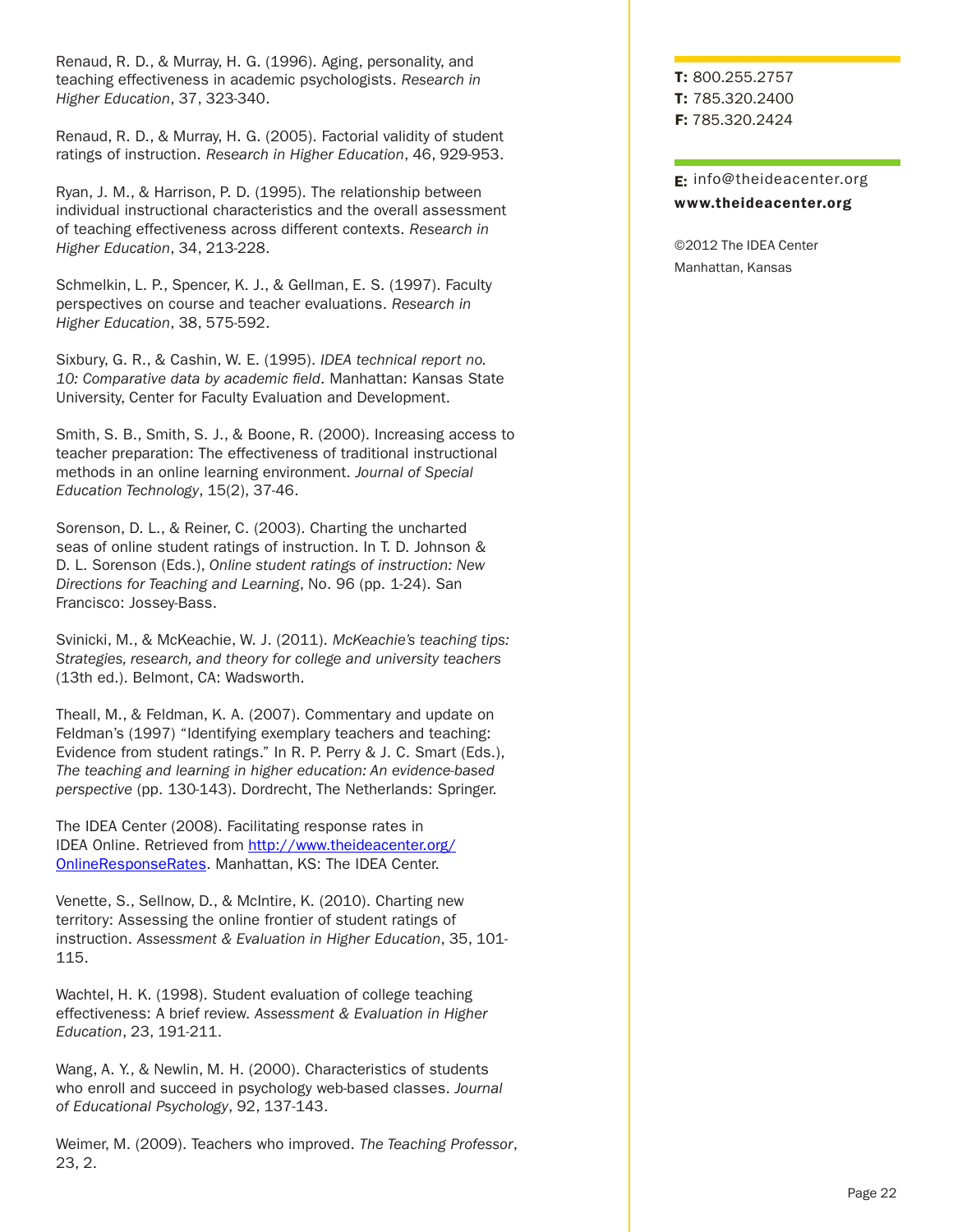Renaud, R. D., & Murray, H. G. (1996). Aging, personality, and teaching effectiveness in academic psychologists. *Research in Higher Education*, 37, 323-340.

Renaud, R. D., & Murray, H. G. (2005). Factorial validity of student ratings of instruction. *Research in Higher Education*, 46, 929-953.

Ryan, J. M., & Harrison, P. D. (1995). The relationship between individual instructional characteristics and the overall assessment of teaching effectiveness across different contexts. *Research in Higher Education*, 34, 213-228.

Schmelkin, L. P., Spencer, K. J., & Gellman, E. S. (1997). Faculty perspectives on course and teacher evaluations. *Research in Higher Education*, 38, 575-592.

Sixbury, G. R., & Cashin, W. E. (1995). *IDEA technical report no. 10: Comparative data by academic field*. Manhattan: Kansas State University, Center for Faculty Evaluation and Development.

Smith, S. B., Smith, S. J., & Boone, R. (2000). Increasing access to teacher preparation: The effectiveness of traditional instructional methods in an online learning environment. *Journal of Special Education Technology*, 15(2), 37-46.

Sorenson, D. L., & Reiner, C. (2003). Charting the uncharted seas of online student ratings of instruction. In T. D. Johnson & D. L. Sorenson (Eds.), *Online student ratings of instruction: New Directions for Teaching and Learning*, No. 96 (pp. 1-24). San Francisco: Jossey-Bass.

Svinicki, M., & McKeachie, W. J. (2011). *McKeachie's teaching tips: Strategies, research, and theory for college and university teachers* (13th ed.). Belmont, CA: Wadsworth.

Theall, M., & Feldman, K. A. (2007). Commentary and update on Feldman's (1997) "Identifying exemplary teachers and teaching: Evidence from student ratings." In R. P. Perry & J. C. Smart (Eds.), *The teaching and learning in higher education: An evidence-based perspective* (pp. 130-143). Dordrecht, The Netherlands: Springer.

The IDEA Center (2008). Facilitating response rates in IDEA Online. Retrieved from [http://www.theideacenter.org/OnlineResponseRates](http://www.theideacenter.org/OnlineResponseRates). Manhattan, KS: The IDEA Center.

Venette, S., Sellnow, D., & McIntire, K. (2010). Charting new territory: Assessing the online frontier of student ratings of instruction. *Assessment & Evaluation in Higher Education*, 35, 101-115.

Wachtel, H. K. (1998). Student evaluation of college teaching effectiveness: A brief review. *Assessment & Evaluation in Higher Education*, 23, 191-211.

Wang, A. Y., & Newlin, M. H. (2000). Characteristics of students who enroll and succeed in psychology web-based classes. *Journal of Educational Psychology*, 92, 137-143.

Weimer, M. (2009). Teachers who improved. *The Teaching Professor*, 23, 2.

**T:** 800.255.2757
**T:** 785.320.2400
**F:** 785.320.2424

**E:** info@theideacenter.org
**www.theideacenter.org**

©2012 The IDEA Center
Manhattan, Kansas